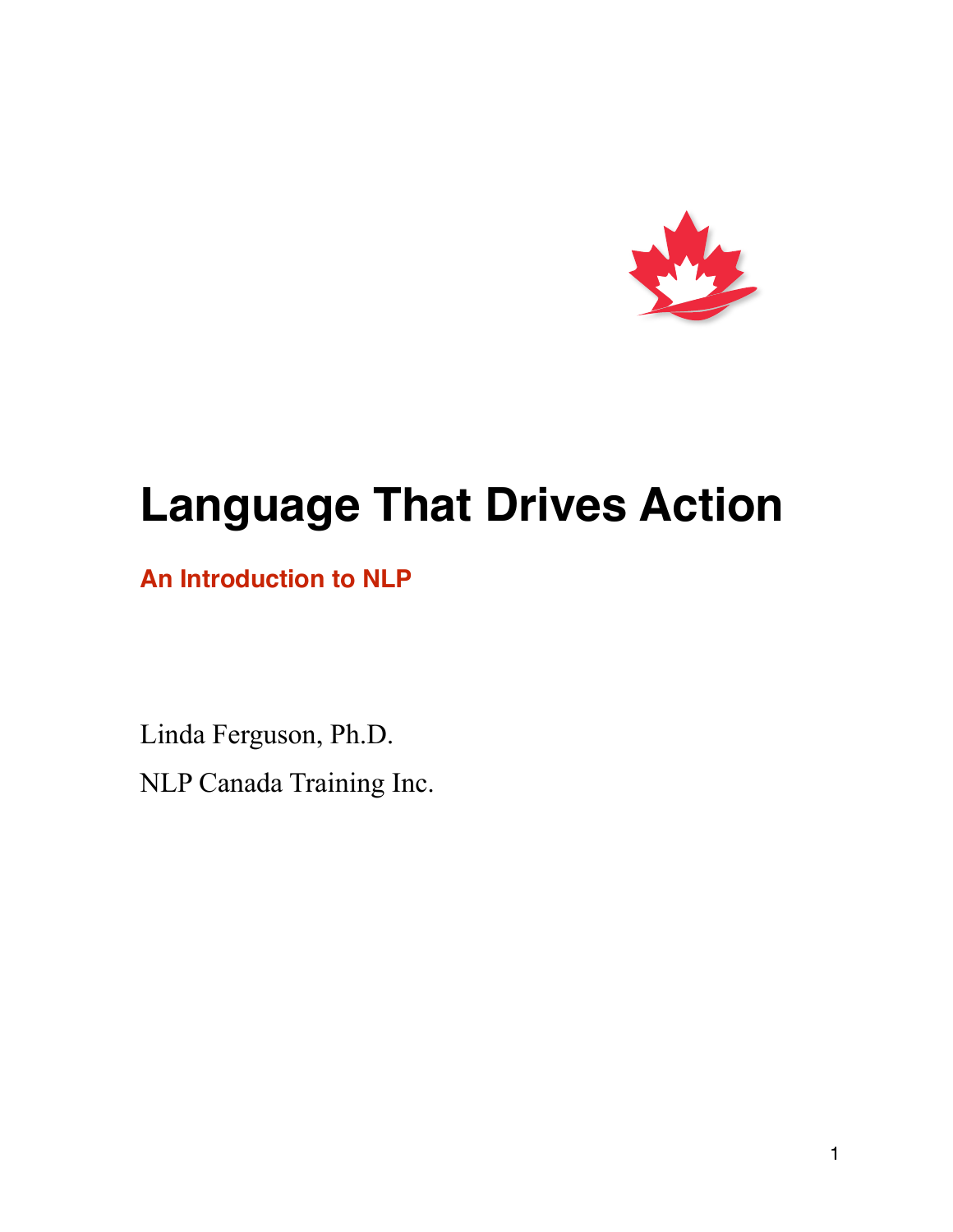# Language That Drives Action

## An Introduction to NLP

Linda Ferguson, Ph.D.

NLP Canada Training Inc.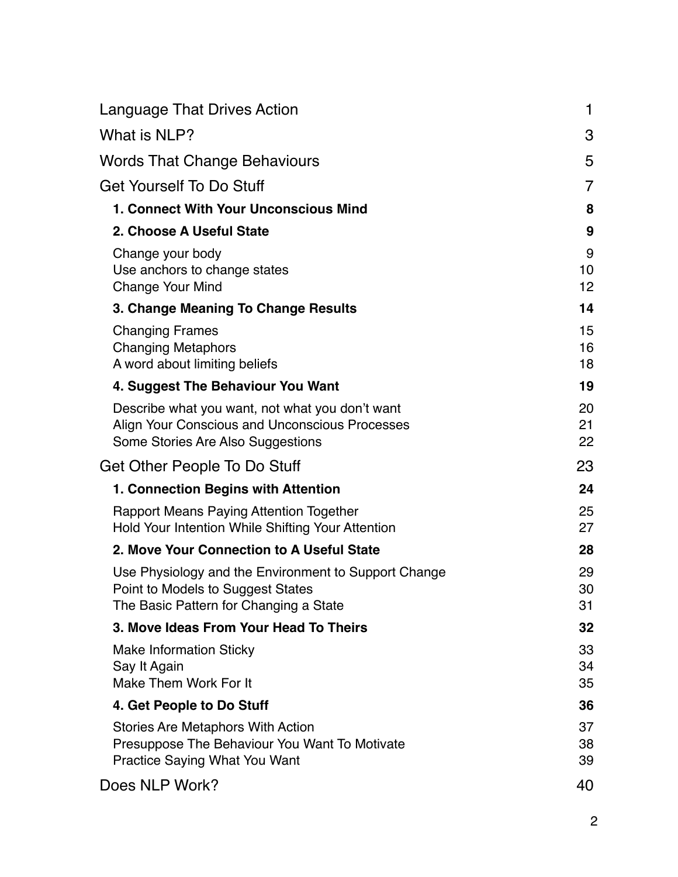| | |
|---|---|
| Language That Drives Action | 1 |
| What is NLP? | 3 |
| Words That Change Behaviours | 5 |
| Get Yourself To Do Stuff | 7 |
| **1. Connect With Your Unconscious Mind** | **8** |
| **2. Choose A Useful State** | **9** |
| Change your body | 9 |
| Use anchors to change states | 10 |
| Change Your Mind | 12 |
| **3. Change Meaning To Change Results** | **14** |
| Changing Frames | 15 |
| Changing Metaphors | 16 |
| A word about limiting beliefs | 18 |
| **4. Suggest The Behaviour You Want** | **19** |
| Describe what you want, not what you don't want | 20 |
| Align Your Conscious and Unconscious Processes | 21 |
| Some Stories Are Also Suggestions | 22 |
| Get Other People To Do Stuff | 23 |
| **1. Connection Begins with Attention** | **24** |
| Rapport Means Paying Attention Together | 25 |
| Hold Your Intention While Shifting Your Attention | 27 |
| **2. Move Your Connection to A Useful State** | **28** |
| Use Physiology and the Environment to Support Change | 29 |
| Point to Models to Suggest States | 30 |
| The Basic Pattern for Changing a State | 31 |
| **3. Move Ideas From Your Head To Theirs** | **32** |
| Make Information Sticky | 33 |
| Say It Again | 34 |
| Make Them Work For It | 35 |
| **4. Get People to Do Stuff** | **36** |
| Stories Are Metaphors With Action | 37 |
| Presuppose The Behaviour You Want To Motivate | 38 |
| Practice Saying What You Want | 39 |
| Does NLP Work? | 40 |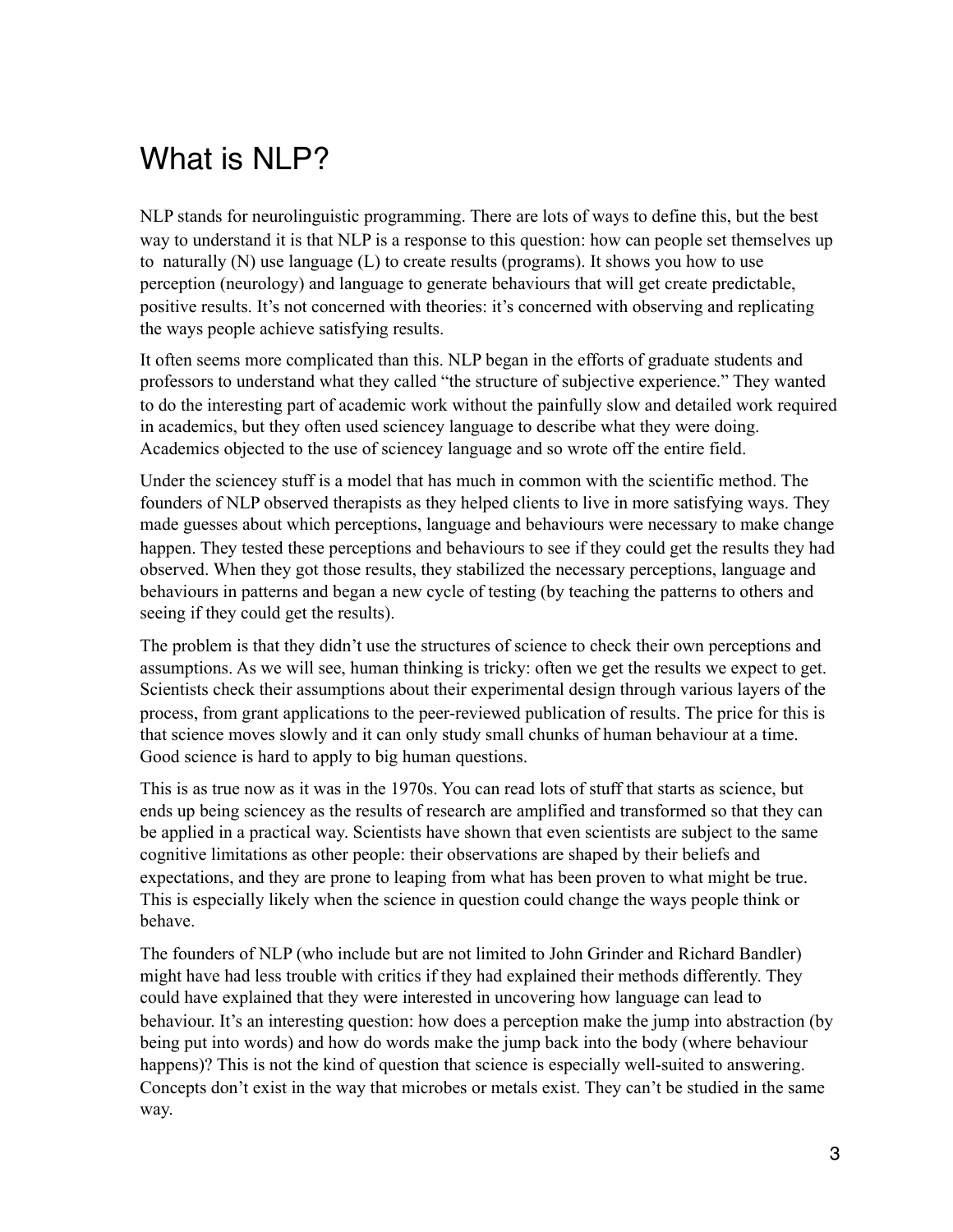# What is NLP?

NLP stands for neurolinguistic programming. There are lots of ways to define this, but the best way to understand it is that NLP is a response to this question: how can people set themselves up to naturally (N) use language (L) to create results (programs). It shows you how to use perception (neurology) and language to generate behaviours that will get create predictable, positive results. It's not concerned with theories: it's concerned with observing and replicating the ways people achieve satisfying results.

It often seems more complicated than this. NLP began in the efforts of graduate students and professors to understand what they called "the structure of subjective experience." They wanted to do the interesting part of academic work without the painfully slow and detailed work required in academics, but they often used sciencey language to describe what they were doing. Academics objected to the use of sciencey language and so wrote off the entire field.

Under the sciencey stuff is a model that has much in common with the scientific method. The founders of NLP observed therapists as they helped clients to live in more satisfying ways. They made guesses about which perceptions, language and behaviours were necessary to make change happen. They tested these perceptions and behaviours to see if they could get the results they had observed. When they got those results, they stabilized the necessary perceptions, language and behaviours in patterns and began a new cycle of testing (by teaching the patterns to others and seeing if they could get the results).

The problem is that they didn't use the structures of science to check their own perceptions and assumptions. As we will see, human thinking is tricky: often we get the results we expect to get. Scientists check their assumptions about their experimental design through various layers of the process, from grant applications to the peer-reviewed publication of results. The price for this is that science moves slowly and it can only study small chunks of human behaviour at a time. Good science is hard to apply to big human questions.

This is as true now as it was in the 1970s. You can read lots of stuff that starts as science, but ends up being sciencey as the results of research are amplified and transformed so that they can be applied in a practical way. Scientists have shown that even scientists are subject to the same cognitive limitations as other people: their observations are shaped by their beliefs and expectations, and they are prone to leaping from what has been proven to what might be true. This is especially likely when the science in question could change the ways people think or behave.

The founders of NLP (who include but are not limited to John Grinder and Richard Bandler) might have had less trouble with critics if they had explained their methods differently. They could have explained that they were interested in uncovering how language can lead to behaviour. It's an interesting question: how does a perception make the jump into abstraction (by being put into words) and how do words make the jump back into the body (where behaviour happens)? This is not the kind of question that science is especially well-suited to answering. Concepts don't exist in the way that microbes or metals exist. They can't be studied in the same way.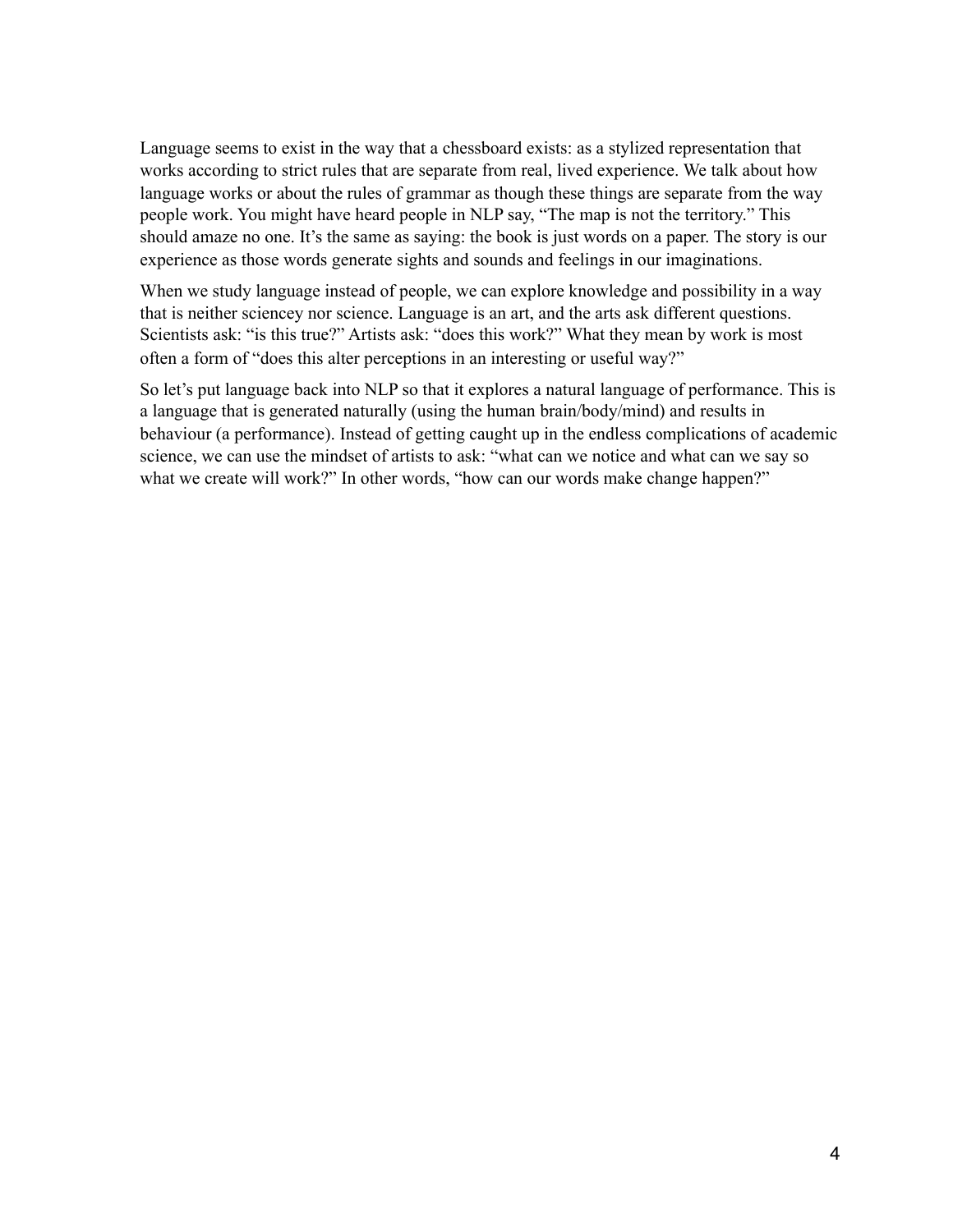Language seems to exist in the way that a chessboard exists: as a stylized representation that works according to strict rules that are separate from real, lived experience. We talk about how language works or about the rules of grammar as though these things are separate from the way people work. You might have heard people in NLP say, "The map is not the territory." This should amaze no one. It's the same as saying: the book is just words on a paper. The story is our experience as those words generate sights and sounds and feelings in our imaginations.

When we study language instead of people, we can explore knowledge and possibility in a way that is neither sciencey nor science. Language is an art, and the arts ask different questions. Scientists ask: "is this true?" Artists ask: "does this work?" What they mean by work is most often a form of "does this alter perceptions in an interesting or useful way?"

So let's put language back into NLP so that it explores a natural language of performance. This is a language that is generated naturally (using the human brain/body/mind) and results in behaviour (a performance). Instead of getting caught up in the endless complications of academic science, we can use the mindset of artists to ask: "what can we notice and what can we say so what we create will work?" In other words, "how can our words make change happen?"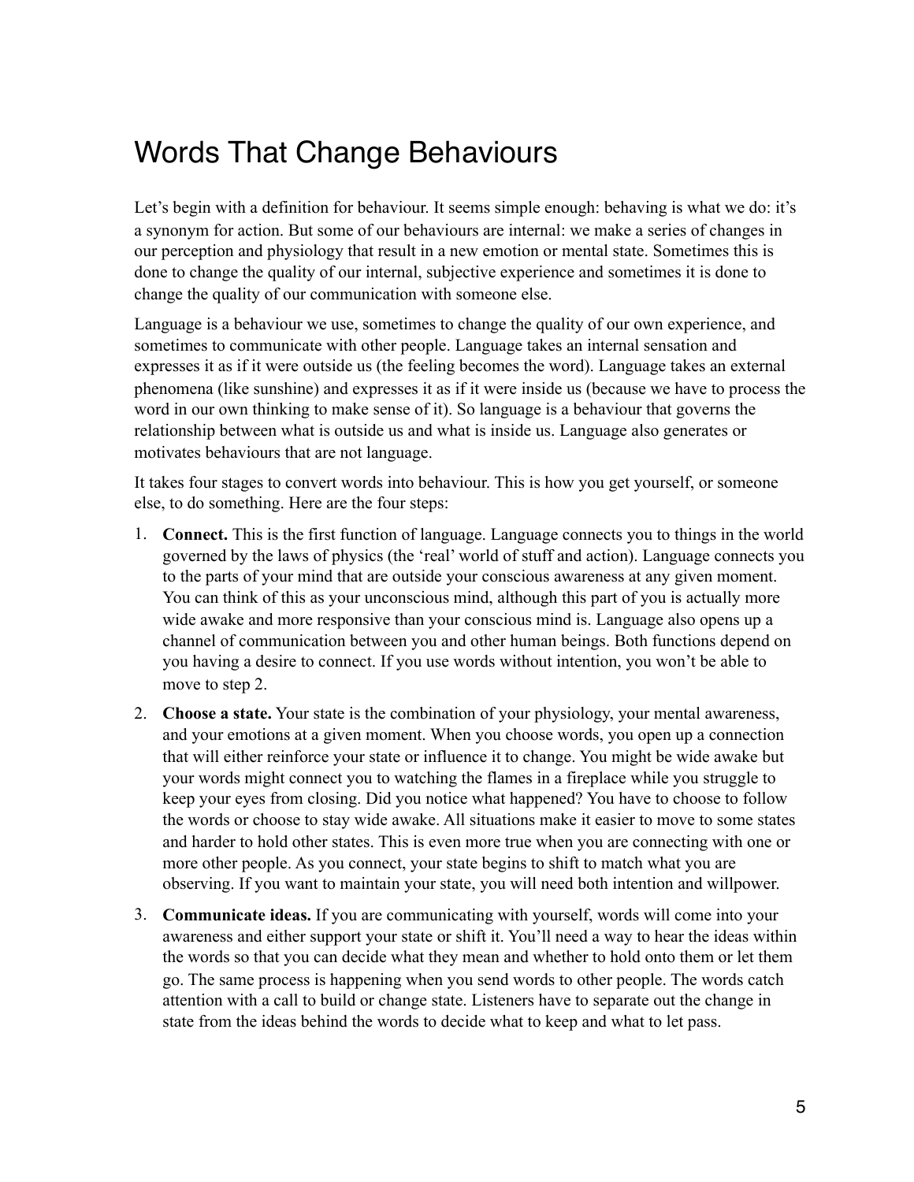# Words That Change Behaviours

Let's begin with a definition for behaviour. It seems simple enough: behaving is what we do: it's a synonym for action. But some of our behaviours are internal: we make a series of changes in our perception and physiology that result in a new emotion or mental state. Sometimes this is done to change the quality of our internal, subjective experience and sometimes it is done to change the quality of our communication with someone else.

Language is a behaviour we use, sometimes to change the quality of our own experience, and sometimes to communicate with other people. Language takes an internal sensation and expresses it as if it were outside us (the feeling becomes the word). Language takes an external phenomena (like sunshine) and expresses it as if it were inside us (because we have to process the word in our own thinking to make sense of it). So language is a behaviour that governs the relationship between what is outside us and what is inside us. Language also generates or motivates behaviours that are not language.

It takes four stages to convert words into behaviour. This is how you get yourself, or someone else, to do something. Here are the four steps:

1. **Connect.** This is the first function of language. Language connects you to things in the world governed by the laws of physics (the 'real' world of stuff and action). Language connects you to the parts of your mind that are outside your conscious awareness at any given moment. You can think of this as your unconscious mind, although this part of you is actually more wide awake and more responsive than your conscious mind is. Language also opens up a channel of communication between you and other human beings. Both functions depend on you having a desire to connect. If you use words without intention, you won't be able to move to step 2.
2. **Choose a state.** Your state is the combination of your physiology, your mental awareness, and your emotions at a given moment. When you choose words, you open up a connection that will either reinforce your state or influence it to change. You might be wide awake but your words might connect you to watching the flames in a fireplace while you struggle to keep your eyes from closing. Did you notice what happened? You have to choose to follow the words or choose to stay wide awake. All situations make it easier to move to some states and harder to hold other states. This is even more true when you are connecting with one or more other people. As you connect, your state begins to shift to match what you are observing. If you want to maintain your state, you will need both intention and willpower.
3. **Communicate ideas.** If you are communicating with yourself, words will come into your awareness and either support your state or shift it. You'll need a way to hear the ideas within the words so that you can decide what they mean and whether to hold onto them or let them go. The same process is happening when you send words to other people. The words catch attention with a call to build or change state. Listeners have to separate out the change in state from the ideas behind the words to decide what to keep and what to let pass.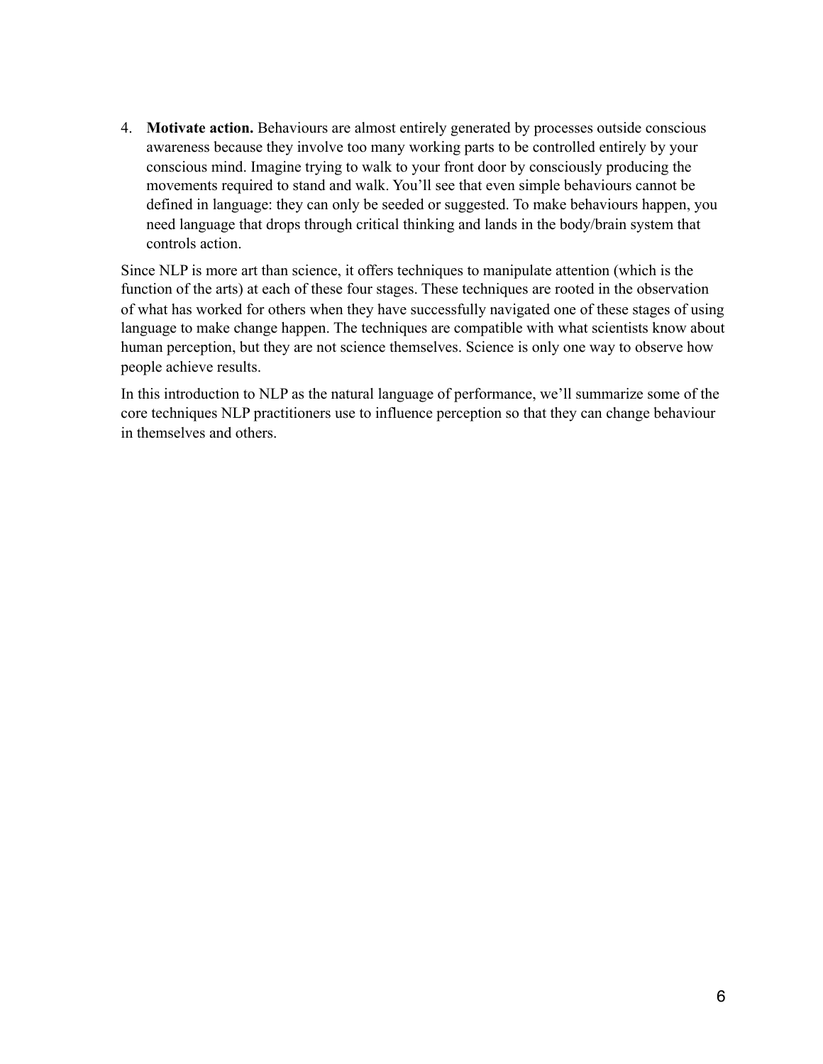4. **Motivate action.** Behaviours are almost entirely generated by processes outside conscious awareness because they involve too many working parts to be controlled entirely by your conscious mind. Imagine trying to walk to your front door by consciously producing the movements required to stand and walk. You'll see that even simple behaviours cannot be defined in language: they can only be seeded or suggested. To make behaviours happen, you need language that drops through critical thinking and lands in the body/brain system that controls action.

Since NLP is more art than science, it offers techniques to manipulate attention (which is the function of the arts) at each of these four stages. These techniques are rooted in the observation of what has worked for others when they have successfully navigated one of these stages of using language to make change happen. The techniques are compatible with what scientists know about human perception, but they are not science themselves. Science is only one way to observe how people achieve results.

In this introduction to NLP as the natural language of performance, we'll summarize some of the core techniques NLP practitioners use to influence perception so that they can change behaviour in themselves and others.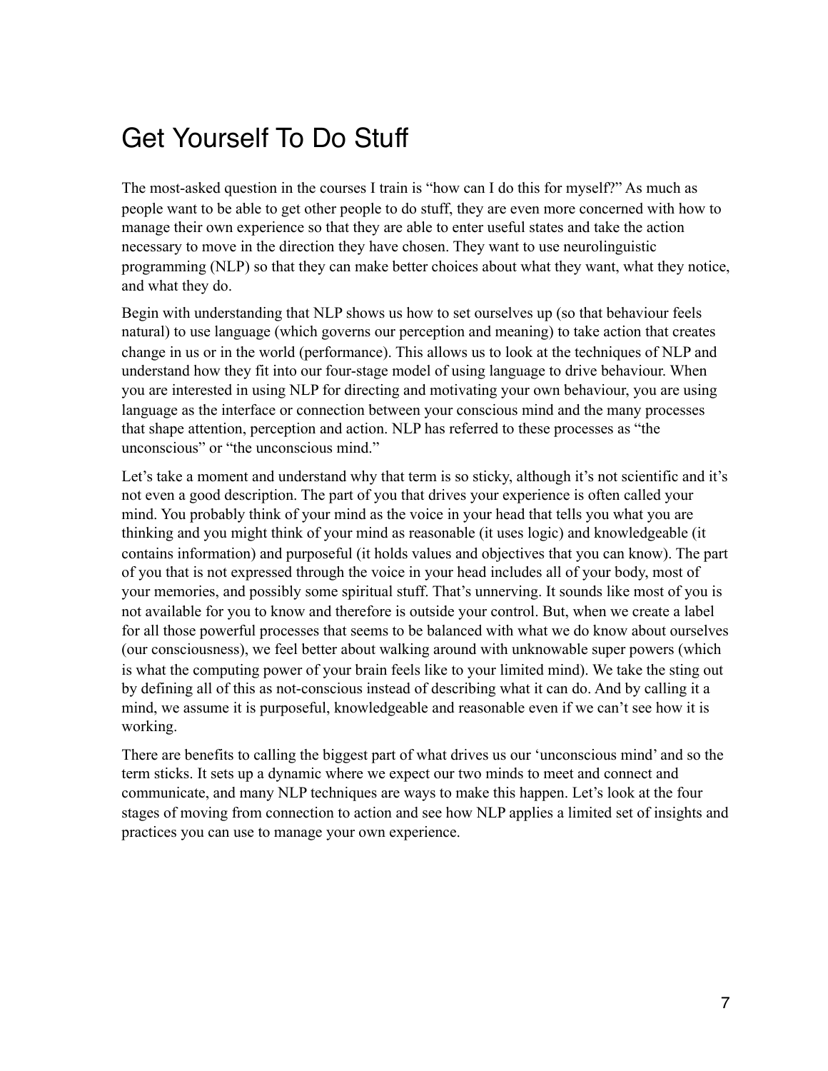# Get Yourself To Do Stuff

The most-asked question in the courses I train is "how can I do this for myself?" As much as people want to be able to get other people to do stuff, they are even more concerned with how to manage their own experience so that they are able to enter useful states and take the action necessary to move in the direction they have chosen. They want to use neurolinguistic programming (NLP) so that they can make better choices about what they want, what they notice, and what they do.

Begin with understanding that NLP shows us how to set ourselves up (so that behaviour feels natural) to use language (which governs our perception and meaning) to take action that creates change in us or in the world (performance). This allows us to look at the techniques of NLP and understand how they fit into our four-stage model of using language to drive behaviour. When you are interested in using NLP for directing and motivating your own behaviour, you are using language as the interface or connection between your conscious mind and the many processes that shape attention, perception and action. NLP has referred to these processes as "the unconscious" or "the unconscious mind."

Let's take a moment and understand why that term is so sticky, although it's not scientific and it's not even a good description. The part of you that drives your experience is often called your mind. You probably think of your mind as the voice in your head that tells you what you are thinking and you might think of your mind as reasonable (it uses logic) and knowledgeable (it contains information) and purposeful (it holds values and objectives that you can know). The part of you that is not expressed through the voice in your head includes all of your body, most of your memories, and possibly some spiritual stuff. That's unnerving. It sounds like most of you is not available for you to know and therefore is outside your control. But, when we create a label for all those powerful processes that seems to be balanced with what we do know about ourselves (our consciousness), we feel better about walking around with unknowable super powers (which is what the computing power of your brain feels like to your limited mind). We take the sting out by defining all of this as not-conscious instead of describing what it can do. And by calling it a mind, we assume it is purposeful, knowledgeable and reasonable even if we can't see how it is working.

There are benefits to calling the biggest part of what drives us our 'unconscious mind' and so the term sticks. It sets up a dynamic where we expect our two minds to meet and connect and communicate, and many NLP techniques are ways to make this happen. Let's look at the four stages of moving from connection to action and see how NLP applies a limited set of insights and practices you can use to manage your own experience.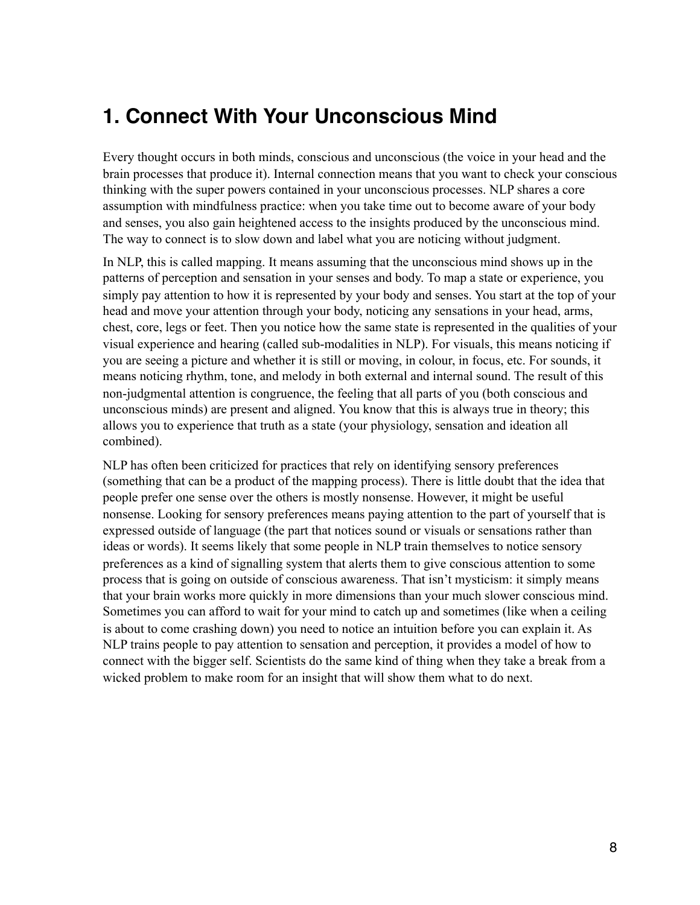# 1. Connect With Your Unconscious Mind

Every thought occurs in both minds, conscious and unconscious (the voice in your head and the brain processes that produce it). Internal connection means that you want to check your conscious thinking with the super powers contained in your unconscious processes. NLP shares a core assumption with mindfulness practice: when you take time out to become aware of your body and senses, you also gain heightened access to the insights produced by the unconscious mind. The way to connect is to slow down and label what you are noticing without judgment.

In NLP, this is called mapping. It means assuming that the unconscious mind shows up in the patterns of perception and sensation in your senses and body. To map a state or experience, you simply pay attention to how it is represented by your body and senses. You start at the top of your head and move your attention through your body, noticing any sensations in your head, arms, chest, core, legs or feet. Then you notice how the same state is represented in the qualities of your visual experience and hearing (called sub-modalities in NLP). For visuals, this means noticing if you are seeing a picture and whether it is still or moving, in colour, in focus, etc. For sounds, it means noticing rhythm, tone, and melody in both external and internal sound. The result of this non-judgmental attention is congruence, the feeling that all parts of you (both conscious and unconscious minds) are present and aligned. You know that this is always true in theory; this allows you to experience that truth as a state (your physiology, sensation and ideation all combined).

NLP has often been criticized for practices that rely on identifying sensory preferences (something that can be a product of the mapping process). There is little doubt that the idea that people prefer one sense over the others is mostly nonsense. However, it might be useful nonsense. Looking for sensory preferences means paying attention to the part of yourself that is expressed outside of language (the part that notices sound or visuals or sensations rather than ideas or words). It seems likely that some people in NLP train themselves to notice sensory preferences as a kind of signalling system that alerts them to give conscious attention to some process that is going on outside of conscious awareness. That isn't mysticism: it simply means that your brain works more quickly in more dimensions than your much slower conscious mind. Sometimes you can afford to wait for your mind to catch up and sometimes (like when a ceiling is about to come crashing down) you need to notice an intuition before you can explain it. As NLP trains people to pay attention to sensation and perception, it provides a model of how to connect with the bigger self. Scientists do the same kind of thing when they take a break from a wicked problem to make room for an insight that will show them what to do next.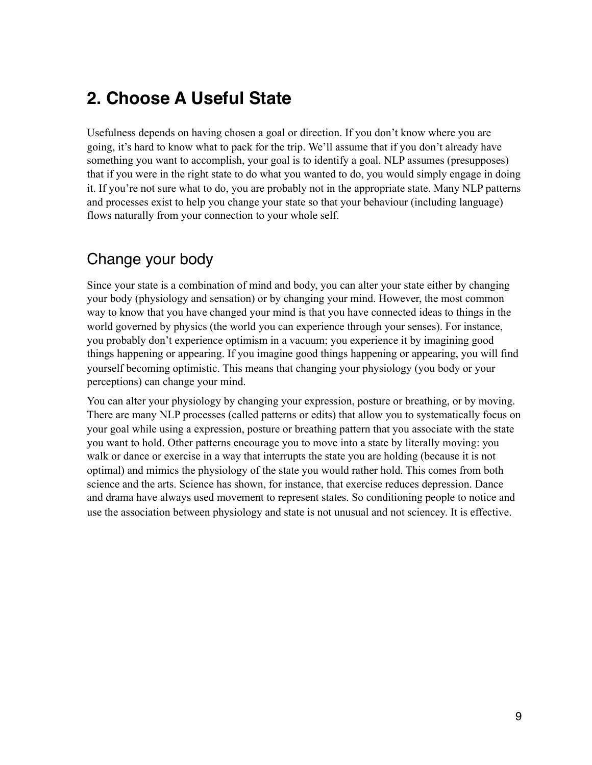## 2. Choose A Useful State

Usefulness depends on having chosen a goal or direction. If you don't know where you are going, it's hard to know what to pack for the trip. We'll assume that if you don't already have something you want to accomplish, your goal is to identify a goal. NLP assumes (presupposes) that if you were in the right state to do what you wanted to do, you would simply engage in doing it. If you're not sure what to do, you are probably not in the appropriate state. Many NLP patterns and processes exist to help you change your state so that your behaviour (including language) flows naturally from your connection to your whole self.

### Change your body

Since your state is a combination of mind and body, you can alter your state either by changing your body (physiology and sensation) or by changing your mind. However, the most common way to know that you have changed your mind is that you have connected ideas to things in the world governed by physics (the world you can experience through your senses). For instance, you probably don't experience optimism in a vacuum; you experience it by imagining good things happening or appearing. If you imagine good things happening or appearing, you will find yourself becoming optimistic. This means that changing your physiology (you body or your perceptions) can change your mind.

You can alter your physiology by changing your expression, posture or breathing, or by moving. There are many NLP processes (called patterns or edits) that allow you to systematically focus on your goal while using a expression, posture or breathing pattern that you associate with the state you want to hold. Other patterns encourage you to move into a state by literally moving: you walk or dance or exercise in a way that interrupts the state you are holding (because it is not optimal) and mimics the physiology of the state you would rather hold. This comes from both science and the arts. Science has shown, for instance, that exercise reduces depression. Dance and drama have always used movement to represent states. So conditioning people to notice and use the association between physiology and state is not unusual and not sciencey. It is effective.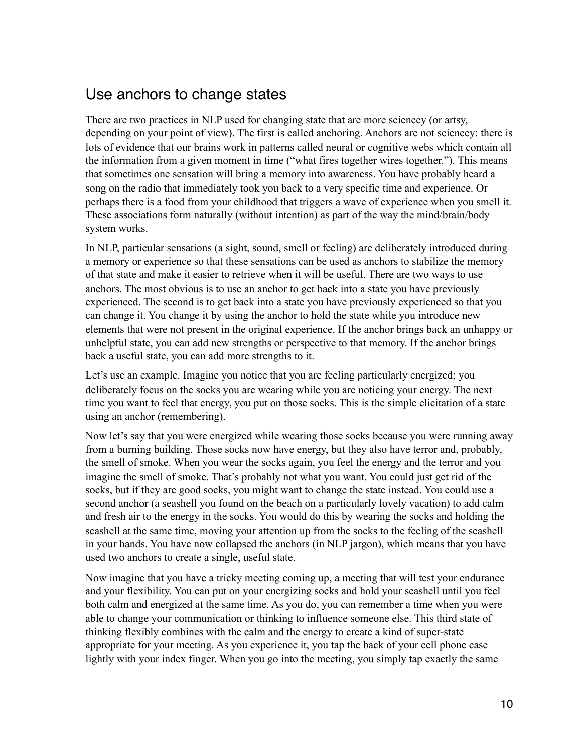## Use anchors to change states

There are two practices in NLP used for changing state that are more sciencey (or artsy, depending on your point of view). The first is called anchoring. Anchors are not sciencey: there is lots of evidence that our brains work in patterns called neural or cognitive webs which contain all the information from a given moment in time ("what fires together wires together."). This means that sometimes one sensation will bring a memory into awareness. You have probably heard a song on the radio that immediately took you back to a very specific time and experience. Or perhaps there is a food from your childhood that triggers a wave of experience when you smell it. These associations form naturally (without intention) as part of the way the mind/brain/body system works.

In NLP, particular sensations (a sight, sound, smell or feeling) are deliberately introduced during a memory or experience so that these sensations can be used as anchors to stabilize the memory of that state and make it easier to retrieve when it will be useful. There are two ways to use anchors. The most obvious is to use an anchor to get back into a state you have previously experienced. The second is to get back into a state you have previously experienced so that you can change it. You change it by using the anchor to hold the state while you introduce new elements that were not present in the original experience. If the anchor brings back an unhappy or unhelpful state, you can add new strengths or perspective to that memory. If the anchor brings back a useful state, you can add more strengths to it.

Let's use an example. Imagine you notice that you are feeling particularly energized; you deliberately focus on the socks you are wearing while you are noticing your energy. The next time you want to feel that energy, you put on those socks. This is the simple elicitation of a state using an anchor (remembering).

Now let's say that you were energized while wearing those socks because you were running away from a burning building. Those socks now have energy, but they also have terror and, probably, the smell of smoke. When you wear the socks again, you feel the energy and the terror and you imagine the smell of smoke. That's probably not what you want. You could just get rid of the socks, but if they are good socks, you might want to change the state instead. You could use a second anchor (a seashell you found on the beach on a particularly lovely vacation) to add calm and fresh air to the energy in the socks. You would do this by wearing the socks and holding the seashell at the same time, moving your attention up from the socks to the feeling of the seashell in your hands. You have now collapsed the anchors (in NLP jargon), which means that you have used two anchors to create a single, useful state.

Now imagine that you have a tricky meeting coming up, a meeting that will test your endurance and your flexibility. You can put on your energizing socks and hold your seashell until you feel both calm and energized at the same time. As you do, you can remember a time when you were able to change your communication or thinking to influence someone else. This third state of thinking flexibly combines with the calm and the energy to create a kind of super-state appropriate for your meeting. As you experience it, you tap the back of your cell phone case lightly with your index finger. When you go into the meeting, you simply tap exactly the same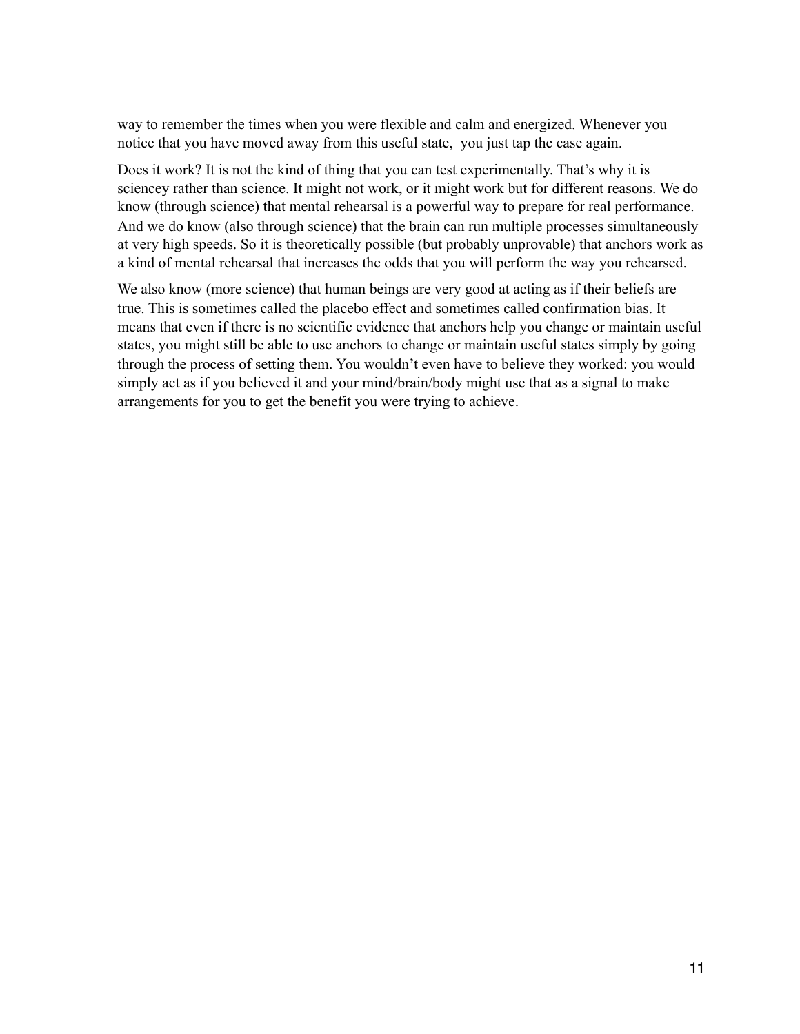way to remember the times when you were flexible and calm and energized. Whenever you notice that you have moved away from this useful state,  you just tap the case again.

Does it work? It is not the kind of thing that you can test experimentally. That's why it is sciencey rather than science. It might not work, or it might work but for different reasons. We do know (through science) that mental rehearsal is a powerful way to prepare for real performance. And we do know (also through science) that the brain can run multiple processes simultaneously at very high speeds. So it is theoretically possible (but probably unprovable) that anchors work as a kind of mental rehearsal that increases the odds that you will perform the way you rehearsed.

We also know (more science) that human beings are very good at acting as if their beliefs are true. This is sometimes called the placebo effect and sometimes called confirmation bias. It means that even if there is no scientific evidence that anchors help you change or maintain useful states, you might still be able to use anchors to change or maintain useful states simply by going through the process of setting them. You wouldn't even have to believe they worked: you would simply act as if you believed it and your mind/brain/body might use that as a signal to make arrangements for you to get the benefit you were trying to achieve.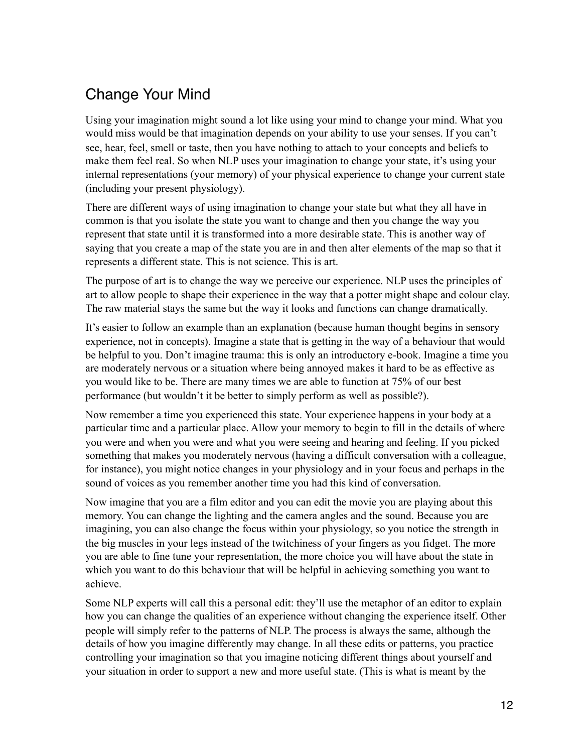## Change Your Mind

Using your imagination might sound a lot like using your mind to change your mind. What you would miss would be that imagination depends on your ability to use your senses. If you can't see, hear, feel, smell or taste, then you have nothing to attach to your concepts and beliefs to make them feel real. So when NLP uses your imagination to change your state, it's using your internal representations (your memory) of your physical experience to change your current state (including your present physiology).

There are different ways of using imagination to change your state but what they all have in common is that you isolate the state you want to change and then you change the way you represent that state until it is transformed into a more desirable state. This is another way of saying that you create a map of the state you are in and then alter elements of the map so that it represents a different state. This is not science. This is art.

The purpose of art is to change the way we perceive our experience. NLP uses the principles of art to allow people to shape their experience in the way that a potter might shape and colour clay. The raw material stays the same but the way it looks and functions can change dramatically.

It's easier to follow an example than an explanation (because human thought begins in sensory experience, not in concepts). Imagine a state that is getting in the way of a behaviour that would be helpful to you. Don't imagine trauma: this is only an introductory e-book. Imagine a time you are moderately nervous or a situation where being annoyed makes it hard to be as effective as you would like to be. There are many times we are able to function at 75% of our best performance (but wouldn't it be better to simply perform as well as possible?).

Now remember a time you experienced this state. Your experience happens in your body at a particular time and a particular place. Allow your memory to begin to fill in the details of where you were and when you were and what you were seeing and hearing and feeling. If you picked something that makes you moderately nervous (having a difficult conversation with a colleague, for instance), you might notice changes in your physiology and in your focus and perhaps in the sound of voices as you remember another time you had this kind of conversation.

Now imagine that you are a film editor and you can edit the movie you are playing about this memory. You can change the lighting and the camera angles and the sound. Because you are imagining, you can also change the focus within your physiology, so you notice the strength in the big muscles in your legs instead of the twitchiness of your fingers as you fidget. The more you are able to fine tune your representation, the more choice you will have about the state in which you want to do this behaviour that will be helpful in achieving something you want to achieve.

Some NLP experts will call this a personal edit: they'll use the metaphor of an editor to explain how you can change the qualities of an experience without changing the experience itself. Other people will simply refer to the patterns of NLP. The process is always the same, although the details of how you imagine differently may change. In all these edits or patterns, you practice controlling your imagination so that you imagine noticing different things about yourself and your situation in order to support a new and more useful state. (This is what is meant by the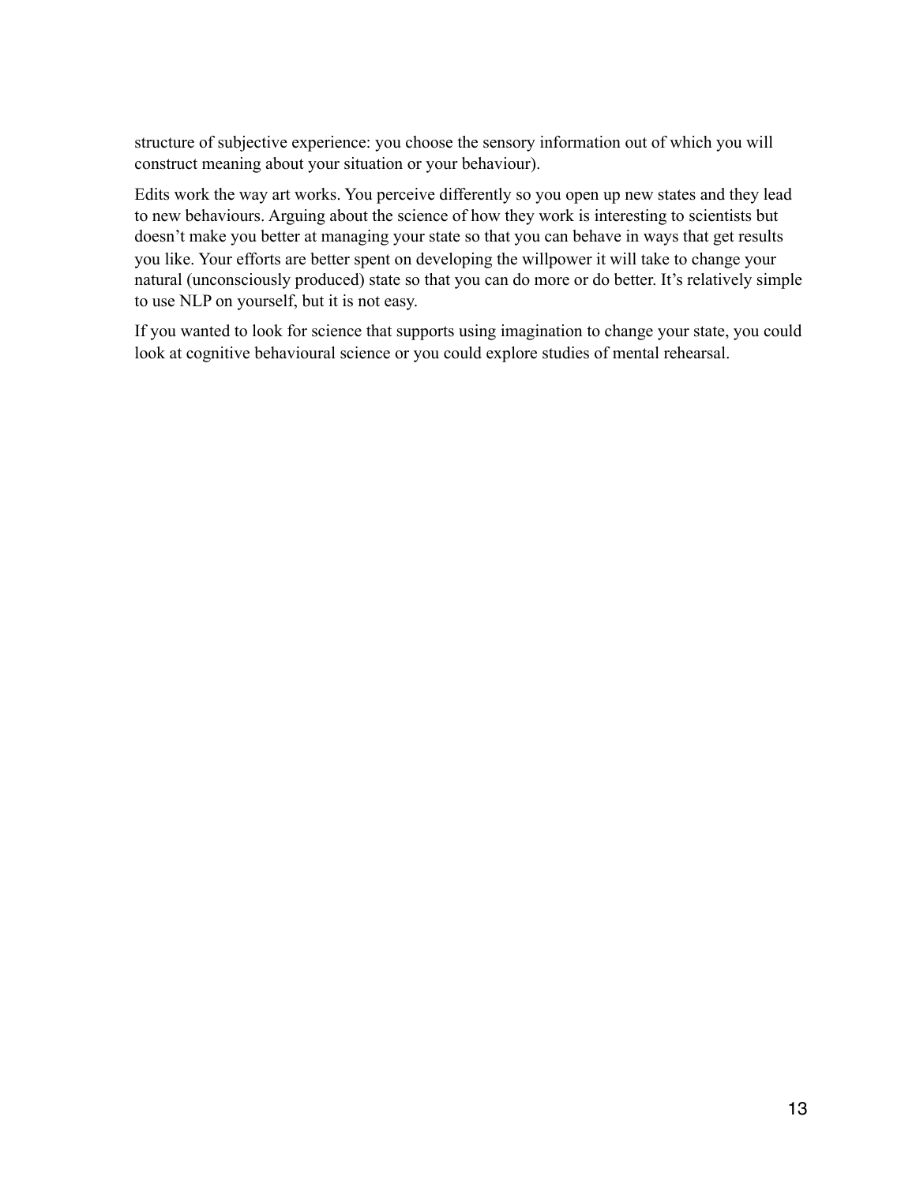structure of subjective experience: you choose the sensory information out of which you will construct meaning about your situation or your behaviour).

Edits work the way art works. You perceive differently so you open up new states and they lead to new behaviours. Arguing about the science of how they work is interesting to scientists but doesn't make you better at managing your state so that you can behave in ways that get results you like. Your efforts are better spent on developing the willpower it will take to change your natural (unconsciously produced) state so that you can do more or do better. It's relatively simple to use NLP on yourself, but it is not easy.

If you wanted to look for science that supports using imagination to change your state, you could look at cognitive behavioural science or you could explore studies of mental rehearsal.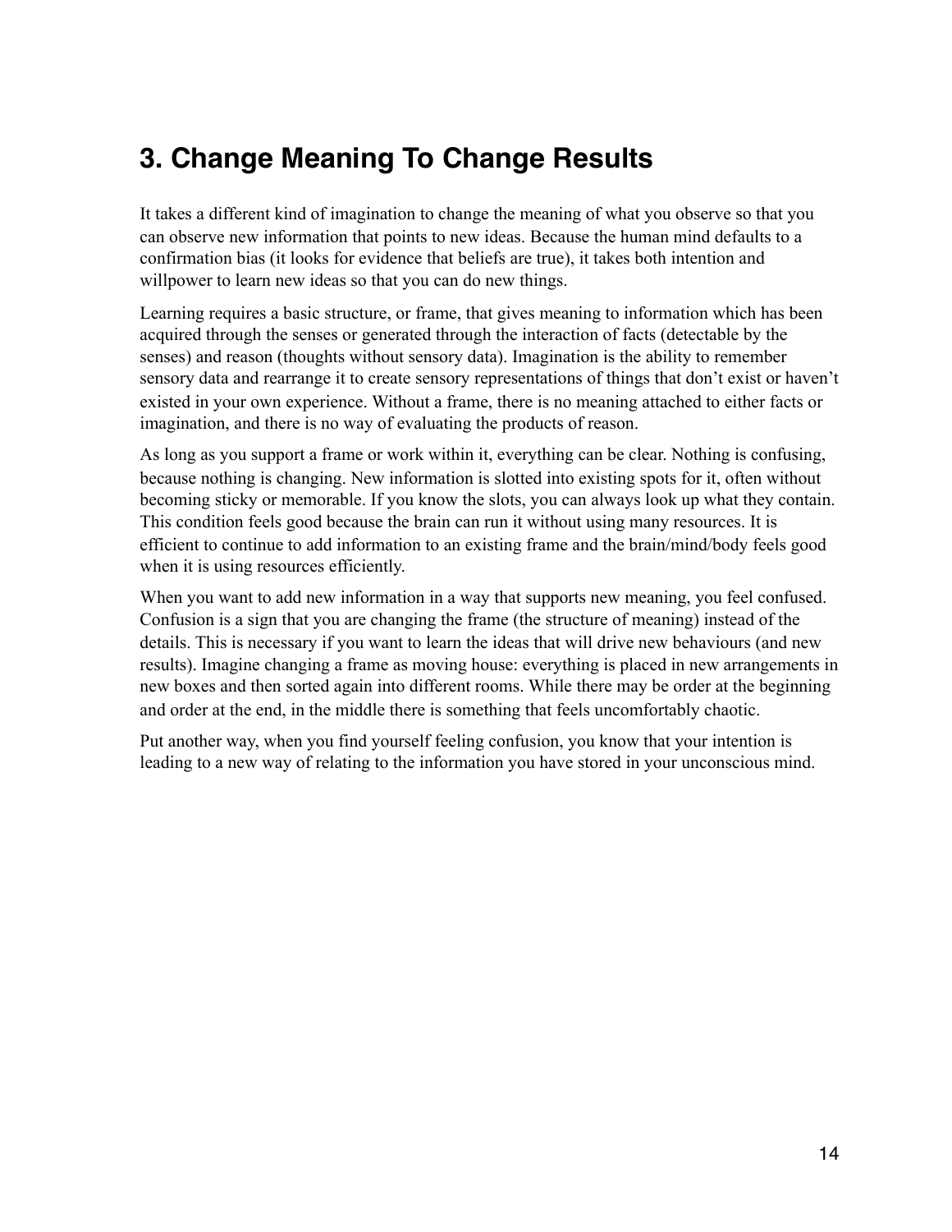## 3. Change Meaning To Change Results

It takes a different kind of imagination to change the meaning of what you observe so that you can observe new information that points to new ideas. Because the human mind defaults to a confirmation bias (it looks for evidence that beliefs are true), it takes both intention and willpower to learn new ideas so that you can do new things.

Learning requires a basic structure, or frame, that gives meaning to information which has been acquired through the senses or generated through the interaction of facts (detectable by the senses) and reason (thoughts without sensory data). Imagination is the ability to remember sensory data and rearrange it to create sensory representations of things that don't exist or haven't existed in your own experience. Without a frame, there is no meaning attached to either facts or imagination, and there is no way of evaluating the products of reason.

As long as you support a frame or work within it, everything can be clear. Nothing is confusing, because nothing is changing. New information is slotted into existing spots for it, often without becoming sticky or memorable. If you know the slots, you can always look up what they contain. This condition feels good because the brain can run it without using many resources. It is efficient to continue to add information to an existing frame and the brain/mind/body feels good when it is using resources efficiently.

When you want to add new information in a way that supports new meaning, you feel confused. Confusion is a sign that you are changing the frame (the structure of meaning) instead of the details. This is necessary if you want to learn the ideas that will drive new behaviours (and new results). Imagine changing a frame as moving house: everything is placed in new arrangements in new boxes and then sorted again into different rooms. While there may be order at the beginning and order at the end, in the middle there is something that feels uncomfortably chaotic.

Put another way, when you find yourself feeling confusion, you know that your intention is leading to a new way of relating to the information you have stored in your unconscious mind.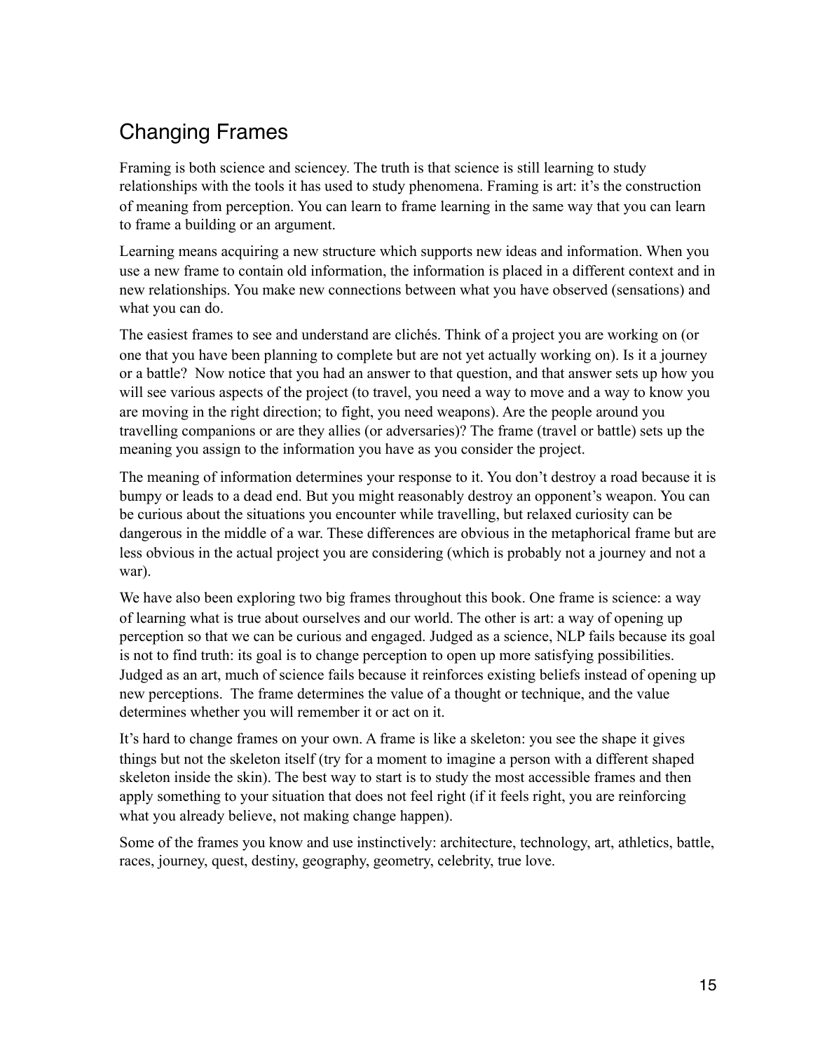## Changing Frames

Framing is both science and sciencey. The truth is that science is still learning to study relationships with the tools it has used to study phenomena. Framing is art: it's the construction of meaning from perception. You can learn to frame learning in the same way that you can learn to frame a building or an argument.

Learning means acquiring a new structure which supports new ideas and information. When you use a new frame to contain old information, the information is placed in a different context and in new relationships. You make new connections between what you have observed (sensations) and what you can do.

The easiest frames to see and understand are clichés. Think of a project you are working on (or one that you have been planning to complete but are not yet actually working on). Is it a journey or a battle? Now notice that you had an answer to that question, and that answer sets up how you will see various aspects of the project (to travel, you need a way to move and a way to know you are moving in the right direction; to fight, you need weapons). Are the people around you travelling companions or are they allies (or adversaries)? The frame (travel or battle) sets up the meaning you assign to the information you have as you consider the project.

The meaning of information determines your response to it. You don't destroy a road because it is bumpy or leads to a dead end. But you might reasonably destroy an opponent's weapon. You can be curious about the situations you encounter while travelling, but relaxed curiosity can be dangerous in the middle of a war. These differences are obvious in the metaphorical frame but are less obvious in the actual project you are considering (which is probably not a journey and not a war).

We have also been exploring two big frames throughout this book. One frame is science: a way of learning what is true about ourselves and our world. The other is art: a way of opening up perception so that we can be curious and engaged. Judged as a science, NLP fails because its goal is not to find truth: its goal is to change perception to open up more satisfying possibilities. Judged as an art, much of science fails because it reinforces existing beliefs instead of opening up new perceptions. The frame determines the value of a thought or technique, and the value determines whether you will remember it or act on it.

It's hard to change frames on your own. A frame is like a skeleton: you see the shape it gives things but not the skeleton itself (try for a moment to imagine a person with a different shaped skeleton inside the skin). The best way to start is to study the most accessible frames and then apply something to your situation that does not feel right (if it feels right, you are reinforcing what you already believe, not making change happen).

Some of the frames you know and use instinctively: architecture, technology, art, athletics, battle, races, journey, quest, destiny, geography, geometry, celebrity, true love.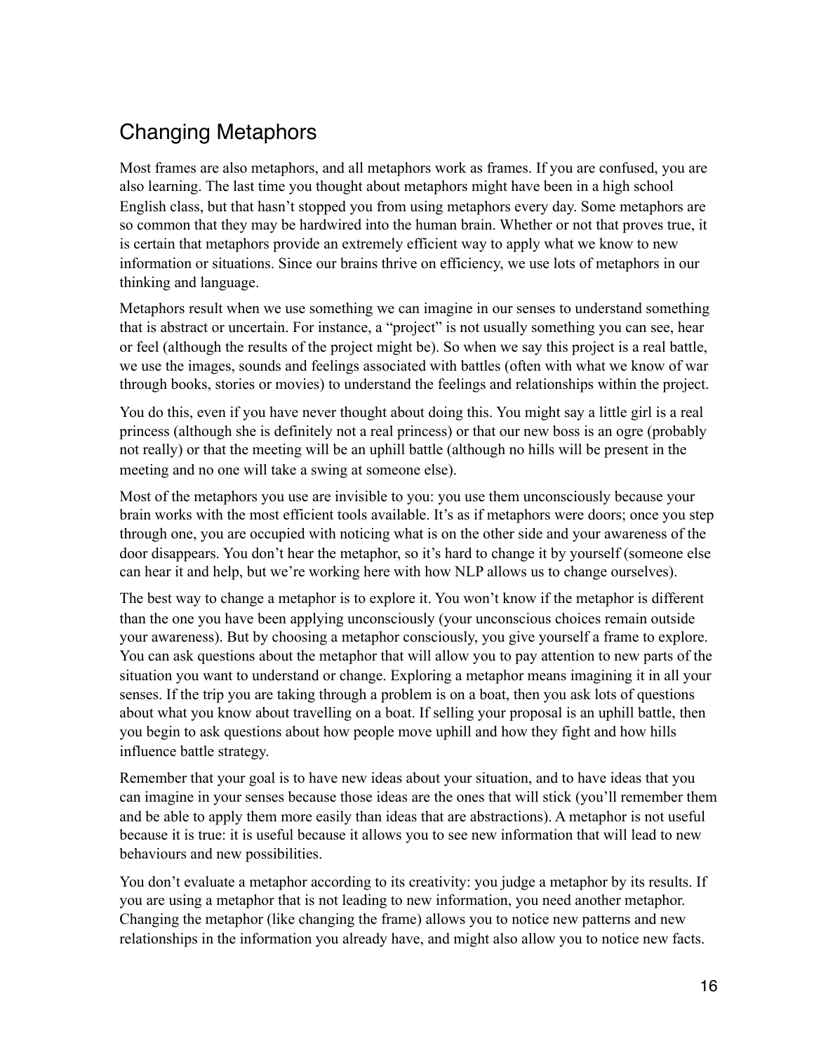## Changing Metaphors

Most frames are also metaphors, and all metaphors work as frames. If you are confused, you are also learning. The last time you thought about metaphors might have been in a high school English class, but that hasn't stopped you from using metaphors every day. Some metaphors are so common that they may be hardwired into the human brain. Whether or not that proves true, it is certain that metaphors provide an extremely efficient way to apply what we know to new information or situations. Since our brains thrive on efficiency, we use lots of metaphors in our thinking and language.

Metaphors result when we use something we can imagine in our senses to understand something that is abstract or uncertain. For instance, a "project" is not usually something you can see, hear or feel (although the results of the project might be). So when we say this project is a real battle, we use the images, sounds and feelings associated with battles (often with what we know of war through books, stories or movies) to understand the feelings and relationships within the project.

You do this, even if you have never thought about doing this. You might say a little girl is a real princess (although she is definitely not a real princess) or that our new boss is an ogre (probably not really) or that the meeting will be an uphill battle (although no hills will be present in the meeting and no one will take a swing at someone else).

Most of the metaphors you use are invisible to you: you use them unconsciously because your brain works with the most efficient tools available. It's as if metaphors were doors; once you step through one, you are occupied with noticing what is on the other side and your awareness of the door disappears. You don't hear the metaphor, so it's hard to change it by yourself (someone else can hear it and help, but we're working here with how NLP allows us to change ourselves).

The best way to change a metaphor is to explore it. You won't know if the metaphor is different than the one you have been applying unconsciously (your unconscious choices remain outside your awareness). But by choosing a metaphor consciously, you give yourself a frame to explore. You can ask questions about the metaphor that will allow you to pay attention to new parts of the situation you want to understand or change. Exploring a metaphor means imagining it in all your senses. If the trip you are taking through a problem is on a boat, then you ask lots of questions about what you know about travelling on a boat. If selling your proposal is an uphill battle, then you begin to ask questions about how people move uphill and how they fight and how hills influence battle strategy.

Remember that your goal is to have new ideas about your situation, and to have ideas that you can imagine in your senses because those ideas are the ones that will stick (you'll remember them and be able to apply them more easily than ideas that are abstractions). A metaphor is not useful because it is true: it is useful because it allows you to see new information that will lead to new behaviours and new possibilities.

You don't evaluate a metaphor according to its creativity: you judge a metaphor by its results. If you are using a metaphor that is not leading to new information, you need another metaphor. Changing the metaphor (like changing the frame) allows you to notice new patterns and new relationships in the information you already have, and might also allow you to notice new facts.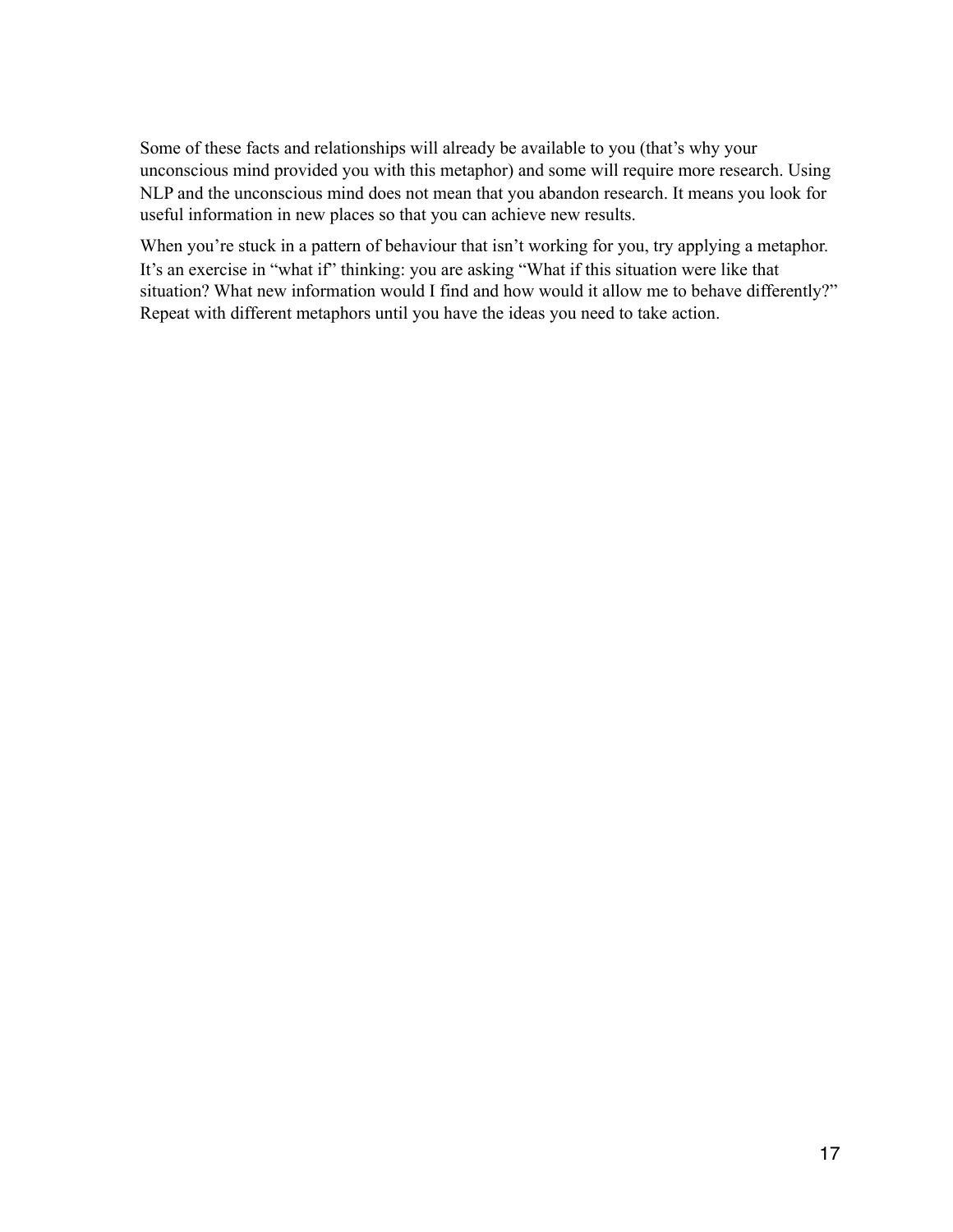Some of these facts and relationships will already be available to you (that's why your unconscious mind provided you with this metaphor) and some will require more research. Using NLP and the unconscious mind does not mean that you abandon research. It means you look for useful information in new places so that you can achieve new results.

When you're stuck in a pattern of behaviour that isn't working for you, try applying a metaphor. It's an exercise in "what if" thinking: you are asking "What if this situation were like that situation? What new information would I find and how would it allow me to behave differently?" Repeat with different metaphors until you have the ideas you need to take action.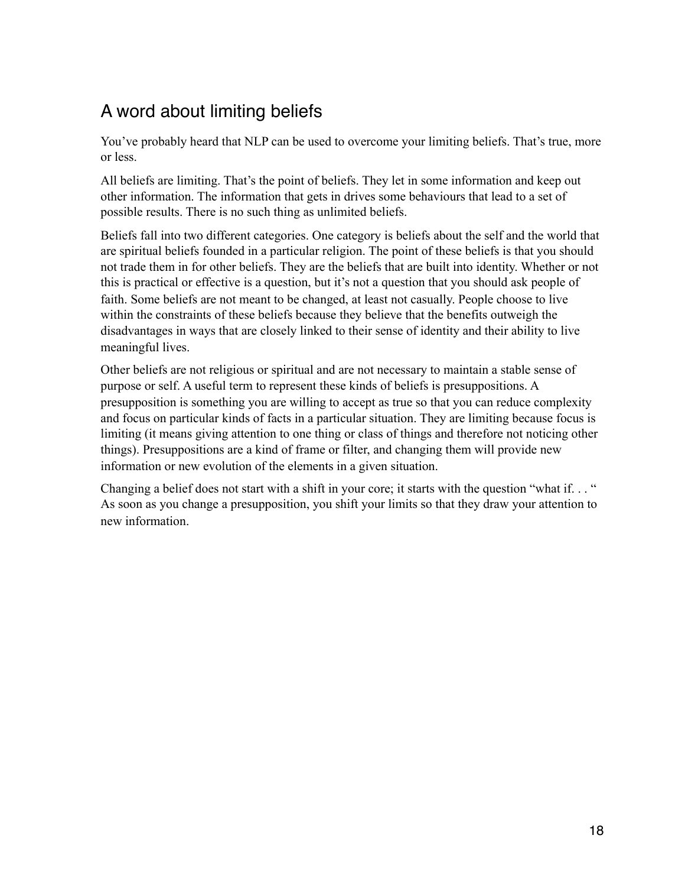## A word about limiting beliefs

You've probably heard that NLP can be used to overcome your limiting beliefs. That's true, more or less.

All beliefs are limiting. That's the point of beliefs. They let in some information and keep out other information. The information that gets in drives some behaviours that lead to a set of possible results. There is no such thing as unlimited beliefs.

Beliefs fall into two different categories. One category is beliefs about the self and the world that are spiritual beliefs founded in a particular religion. The point of these beliefs is that you should not trade them in for other beliefs. They are the beliefs that are built into identity. Whether or not this is practical or effective is a question, but it's not a question that you should ask people of faith. Some beliefs are not meant to be changed, at least not casually. People choose to live within the constraints of these beliefs because they believe that the benefits outweigh the disadvantages in ways that are closely linked to their sense of identity and their ability to live meaningful lives.

Other beliefs are not religious or spiritual and are not necessary to maintain a stable sense of purpose or self. A useful term to represent these kinds of beliefs is presuppositions. A presupposition is something you are willing to accept as true so that you can reduce complexity and focus on particular kinds of facts in a particular situation. They are limiting because focus is limiting (it means giving attention to one thing or class of things and therefore not noticing other things). Presuppositions are a kind of frame or filter, and changing them will provide new information or new evolution of the elements in a given situation.

Changing a belief does not start with a shift in your core; it starts with the question "what if. . . " As soon as you change a presupposition, you shift your limits so that they draw your attention to new information.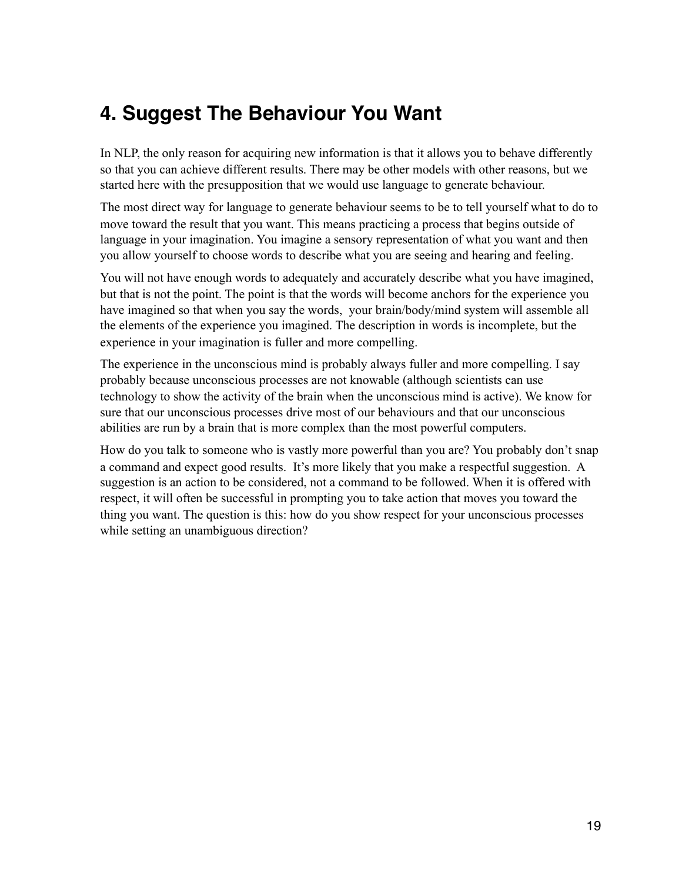## 4. Suggest The Behaviour You Want

In NLP, the only reason for acquiring new information is that it allows you to behave differently so that you can achieve different results. There may be other models with other reasons, but we started here with the presupposition that we would use language to generate behaviour.

The most direct way for language to generate behaviour seems to be to tell yourself what to do to move toward the result that you want. This means practicing a process that begins outside of language in your imagination. You imagine a sensory representation of what you want and then you allow yourself to choose words to describe what you are seeing and hearing and feeling.

You will not have enough words to adequately and accurately describe what you have imagined, but that is not the point. The point is that the words will become anchors for the experience you have imagined so that when you say the words, your brain/body/mind system will assemble all the elements of the experience you imagined. The description in words is incomplete, but the experience in your imagination is fuller and more compelling.

The experience in the unconscious mind is probably always fuller and more compelling. I say probably because unconscious processes are not knowable (although scientists can use technology to show the activity of the brain when the unconscious mind is active). We know for sure that our unconscious processes drive most of our behaviours and that our unconscious abilities are run by a brain that is more complex than the most powerful computers.

How do you talk to someone who is vastly more powerful than you are? You probably don't snap a command and expect good results. It's more likely that you make a respectful suggestion. A suggestion is an action to be considered, not a command to be followed. When it is offered with respect, it will often be successful in prompting you to take action that moves you toward the thing you want. The question is this: how do you show respect for your unconscious processes while setting an unambiguous direction?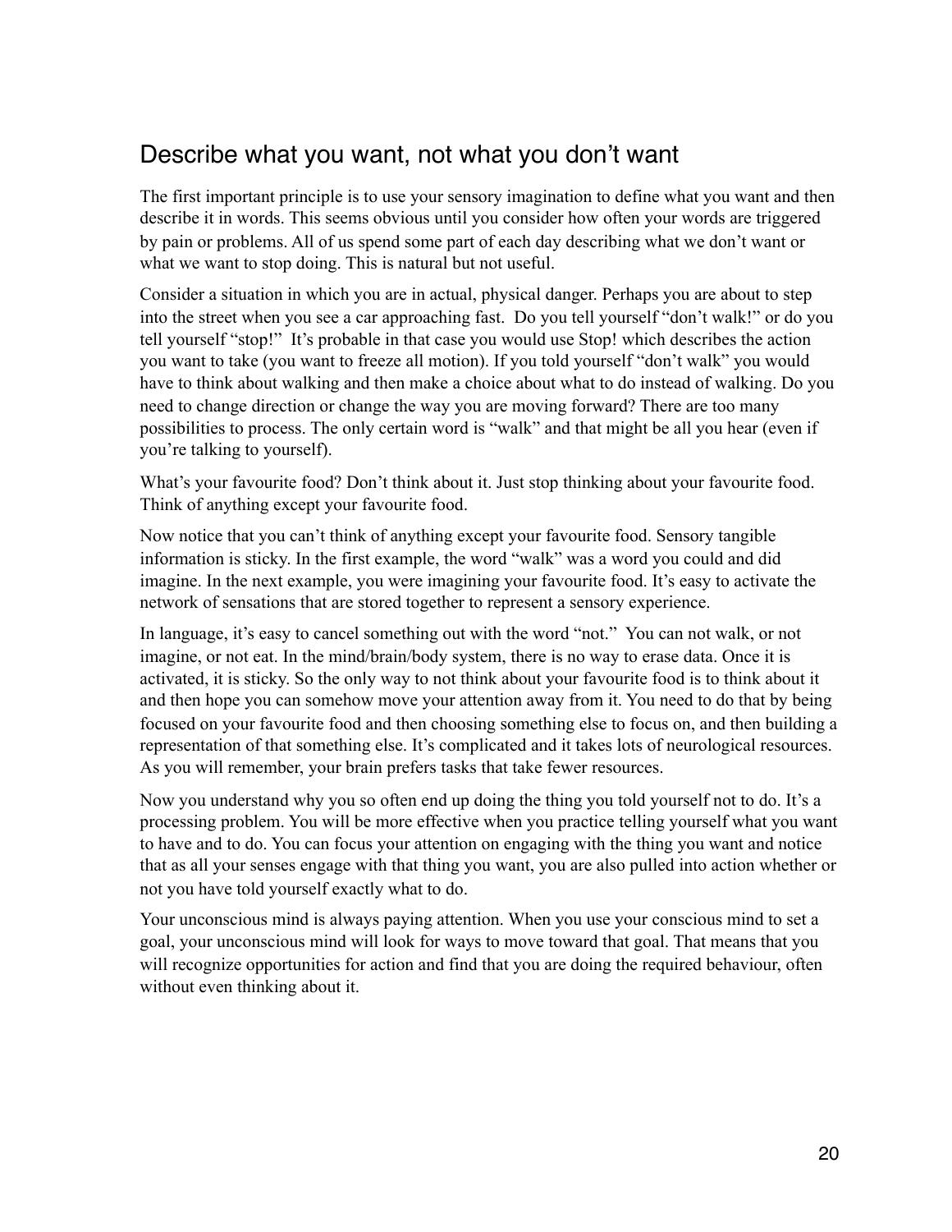## Describe what you want, not what you don't want

The first important principle is to use your sensory imagination to define what you want and then describe it in words. This seems obvious until you consider how often your words are triggered by pain or problems. All of us spend some part of each day describing what we don't want or what we want to stop doing. This is natural but not useful.

Consider a situation in which you are in actual, physical danger. Perhaps you are about to step into the street when you see a car approaching fast. Do you tell yourself "don't walk!" or do you tell yourself "stop!" It's probable in that case you would use Stop! which describes the action you want to take (you want to freeze all motion). If you told yourself "don't walk" you would have to think about walking and then make a choice about what to do instead of walking. Do you need to change direction or change the way you are moving forward? There are too many possibilities to process. The only certain word is "walk" and that might be all you hear (even if you're talking to yourself).

What's your favourite food? Don't think about it. Just stop thinking about your favourite food. Think of anything except your favourite food.

Now notice that you can't think of anything except your favourite food. Sensory tangible information is sticky. In the first example, the word "walk" was a word you could and did imagine. In the next example, you were imagining your favourite food. It's easy to activate the network of sensations that are stored together to represent a sensory experience.

In language, it's easy to cancel something out with the word "not." You can not walk, or not imagine, or not eat. In the mind/brain/body system, there is no way to erase data. Once it is activated, it is sticky. So the only way to not think about your favourite food is to think about it and then hope you can somehow move your attention away from it. You need to do that by being focused on your favourite food and then choosing something else to focus on, and then building a representation of that something else. It's complicated and it takes lots of neurological resources. As you will remember, your brain prefers tasks that take fewer resources.

Now you understand why you so often end up doing the thing you told yourself not to do. It's a processing problem. You will be more effective when you practice telling yourself what you want to have and to do. You can focus your attention on engaging with the thing you want and notice that as all your senses engage with that thing you want, you are also pulled into action whether or not you have told yourself exactly what to do.

Your unconscious mind is always paying attention. When you use your conscious mind to set a goal, your unconscious mind will look for ways to move toward that goal. That means that you will recognize opportunities for action and find that you are doing the required behaviour, often without even thinking about it.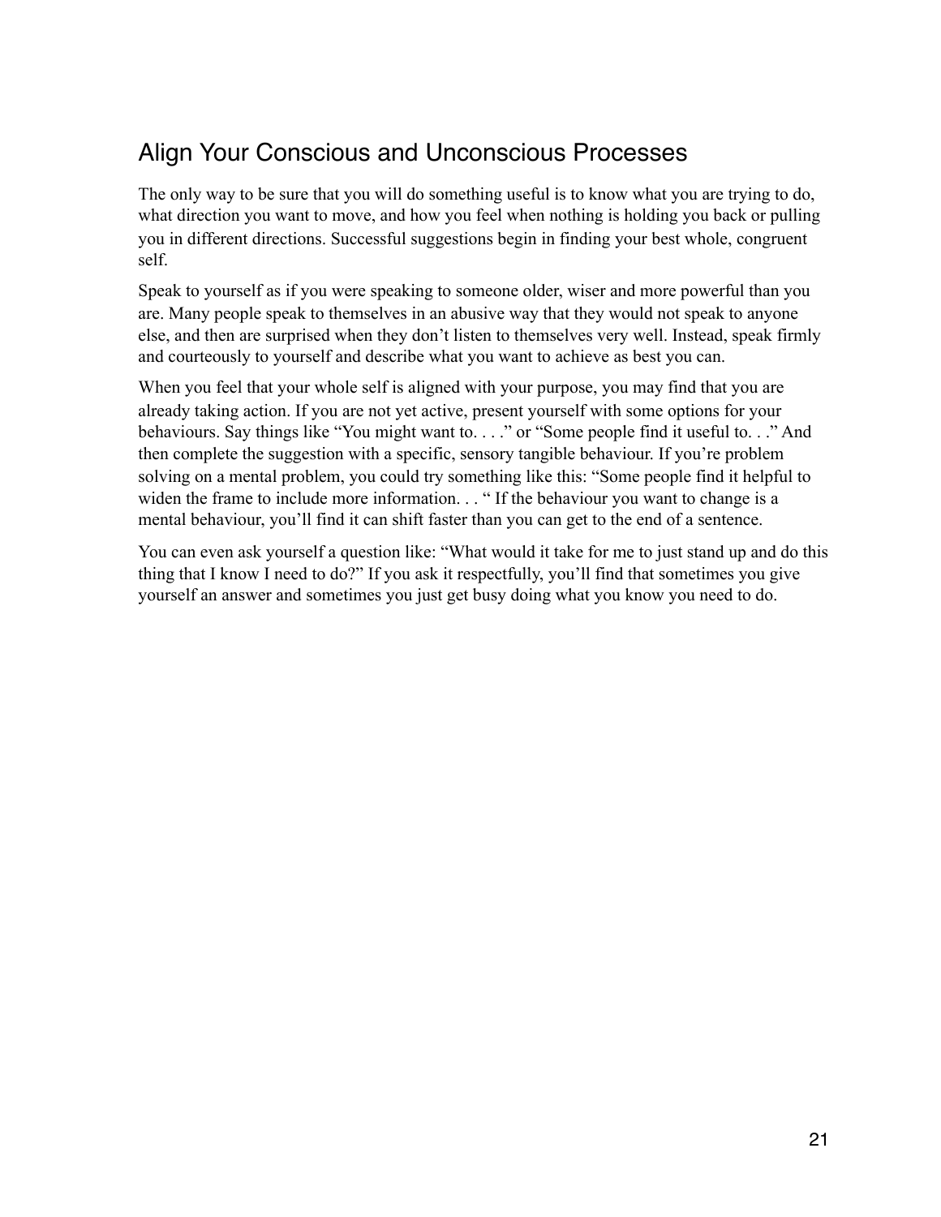## Align Your Conscious and Unconscious Processes

The only way to be sure that you will do something useful is to know what you are trying to do, what direction you want to move, and how you feel when nothing is holding you back or pulling you in different directions. Successful suggestions begin in finding your best whole, congruent self.

Speak to yourself as if you were speaking to someone older, wiser and more powerful than you are. Many people speak to themselves in an abusive way that they would not speak to anyone else, and then are surprised when they don't listen to themselves very well. Instead, speak firmly and courteously to yourself and describe what you want to achieve as best you can.

When you feel that your whole self is aligned with your purpose, you may find that you are already taking action. If you are not yet active, present yourself with some options for your behaviours. Say things like "You might want to. . . ." or "Some people find it useful to. . ." And then complete the suggestion with a specific, sensory tangible behaviour. If you're problem solving on a mental problem, you could try something like this: "Some people find it helpful to widen the frame to include more information. . . " If the behaviour you want to change is a mental behaviour, you'll find it can shift faster than you can get to the end of a sentence.

You can even ask yourself a question like: "What would it take for me to just stand up and do this thing that I know I need to do?" If you ask it respectfully, you'll find that sometimes you give yourself an answer and sometimes you just get busy doing what you know you need to do.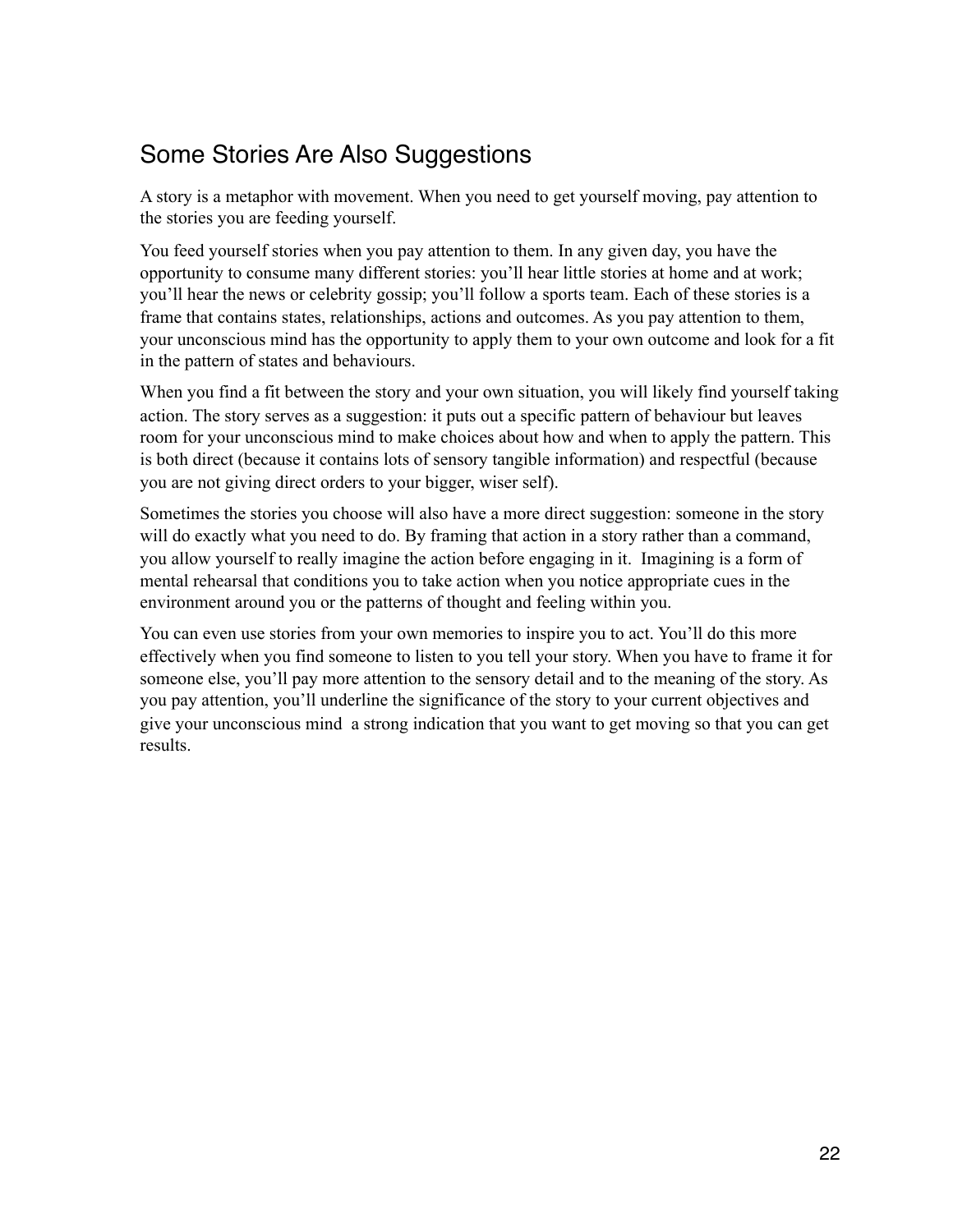## Some Stories Are Also Suggestions

A story is a metaphor with movement. When you need to get yourself moving, pay attention to the stories you are feeding yourself.

You feed yourself stories when you pay attention to them. In any given day, you have the opportunity to consume many different stories: you'll hear little stories at home and at work; you'll hear the news or celebrity gossip; you'll follow a sports team. Each of these stories is a frame that contains states, relationships, actions and outcomes. As you pay attention to them, your unconscious mind has the opportunity to apply them to your own outcome and look for a fit in the pattern of states and behaviours.

When you find a fit between the story and your own situation, you will likely find yourself taking action. The story serves as a suggestion: it puts out a specific pattern of behaviour but leaves room for your unconscious mind to make choices about how and when to apply the pattern. This is both direct (because it contains lots of sensory tangible information) and respectful (because you are not giving direct orders to your bigger, wiser self).

Sometimes the stories you choose will also have a more direct suggestion: someone in the story will do exactly what you need to do. By framing that action in a story rather than a command, you allow yourself to really imagine the action before engaging in it. Imagining is a form of mental rehearsal that conditions you to take action when you notice appropriate cues in the environment around you or the patterns of thought and feeling within you.

You can even use stories from your own memories to inspire you to act. You'll do this more effectively when you find someone to listen to you tell your story. When you have to frame it for someone else, you'll pay more attention to the sensory detail and to the meaning of the story. As you pay attention, you'll underline the significance of the story to your current objectives and give your unconscious mind a strong indication that you want to get moving so that you can get results.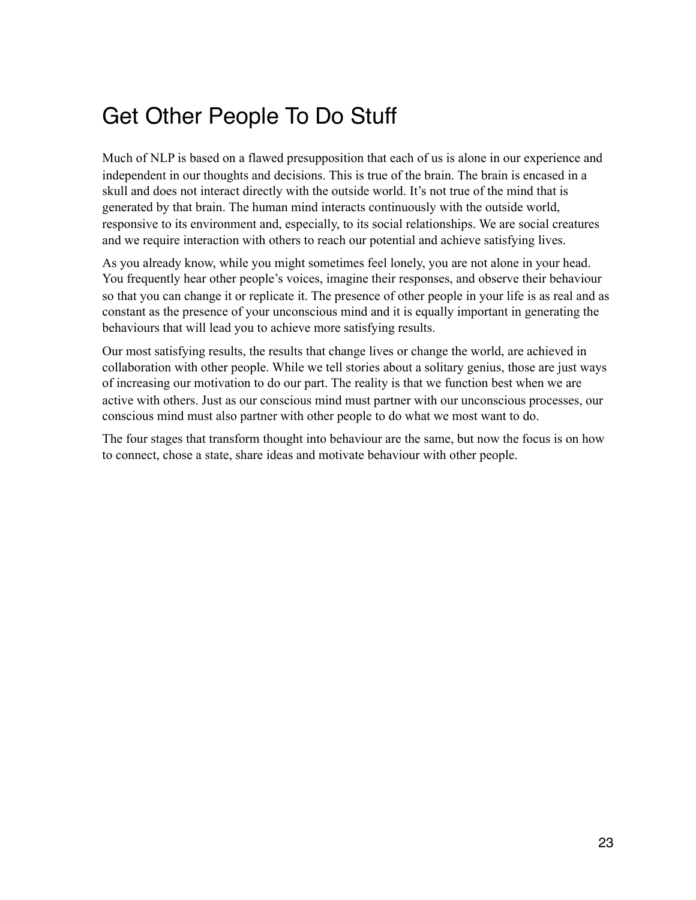# Get Other People To Do Stuff

Much of NLP is based on a flawed presupposition that each of us is alone in our experience and independent in our thoughts and decisions. This is true of the brain. The brain is encased in a skull and does not interact directly with the outside world. It's not true of the mind that is generated by that brain. The human mind interacts continuously with the outside world, responsive to its environment and, especially, to its social relationships. We are social creatures and we require interaction with others to reach our potential and achieve satisfying lives.

As you already know, while you might sometimes feel lonely, you are not alone in your head. You frequently hear other people's voices, imagine their responses, and observe their behaviour so that you can change it or replicate it. The presence of other people in your life is as real and as constant as the presence of your unconscious mind and it is equally important in generating the behaviours that will lead you to achieve more satisfying results.

Our most satisfying results, the results that change lives or change the world, are achieved in collaboration with other people. While we tell stories about a solitary genius, those are just ways of increasing our motivation to do our part. The reality is that we function best when we are active with others. Just as our conscious mind must partner with our unconscious processes, our conscious mind must also partner with other people to do what we most want to do.

The four stages that transform thought into behaviour are the same, but now the focus is on how to connect, chose a state, share ideas and motivate behaviour with other people.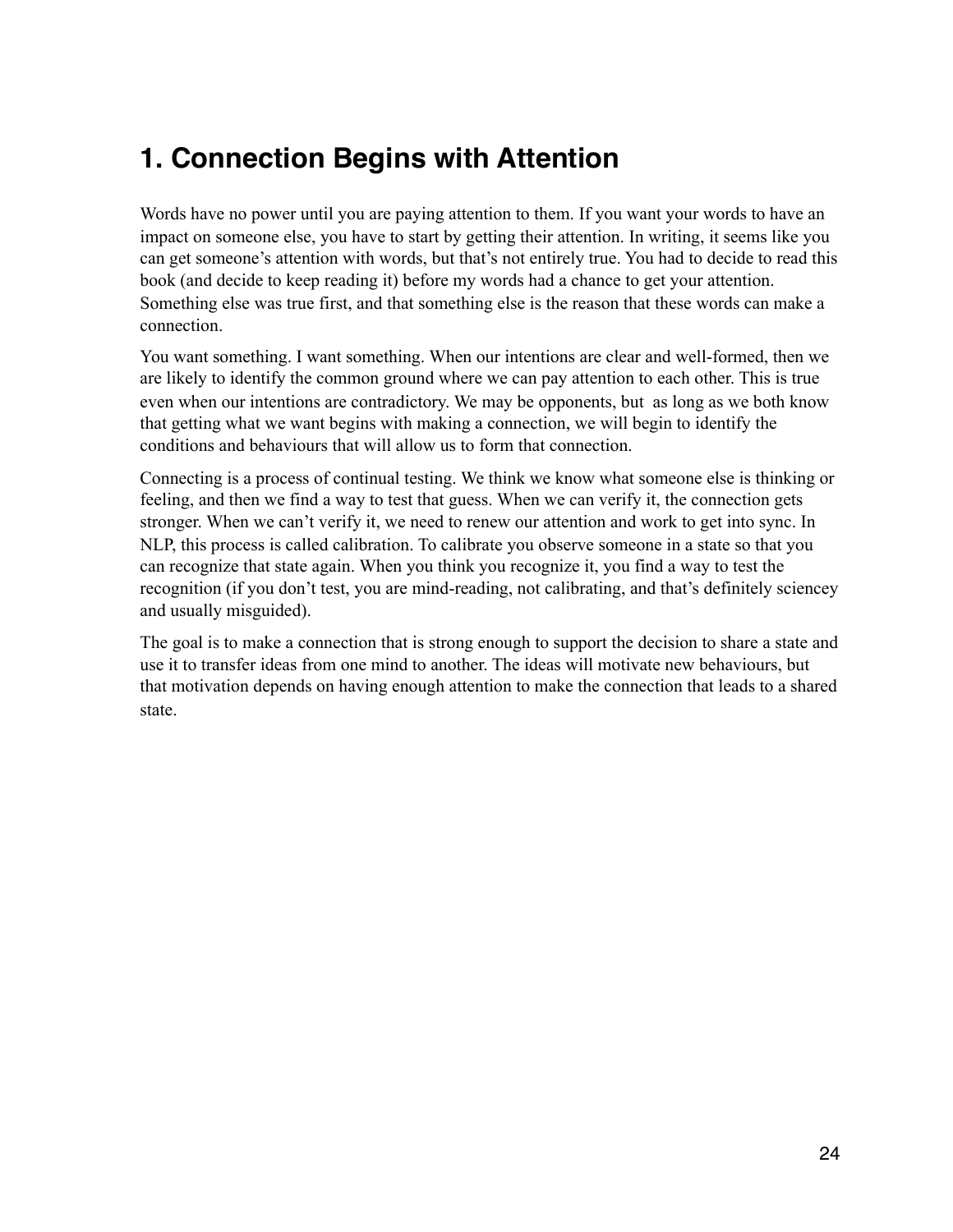# 1. Connection Begins with Attention

Words have no power until you are paying attention to them. If you want your words to have an impact on someone else, you have to start by getting their attention. In writing, it seems like you can get someone's attention with words, but that's not entirely true. You had to decide to read this book (and decide to keep reading it) before my words had a chance to get your attention. Something else was true first, and that something else is the reason that these words can make a connection.

You want something. I want something. When our intentions are clear and well-formed, then we are likely to identify the common ground where we can pay attention to each other. This is true even when our intentions are contradictory. We may be opponents, but  as long as we both know that getting what we want begins with making a connection, we will begin to identify the conditions and behaviours that will allow us to form that connection.

Connecting is a process of continual testing. We think we know what someone else is thinking or feeling, and then we find a way to test that guess. When we can verify it, the connection gets stronger. When we can't verify it, we need to renew our attention and work to get into sync. In NLP, this process is called calibration. To calibrate you observe someone in a state so that you can recognize that state again. When you think you recognize it, you find a way to test the recognition (if you don't test, you are mind-reading, not calibrating, and that's definitely sciencey and usually misguided).

The goal is to make a connection that is strong enough to support the decision to share a state and use it to transfer ideas from one mind to another. The ideas will motivate new behaviours, but that motivation depends on having enough attention to make the connection that leads to a shared state.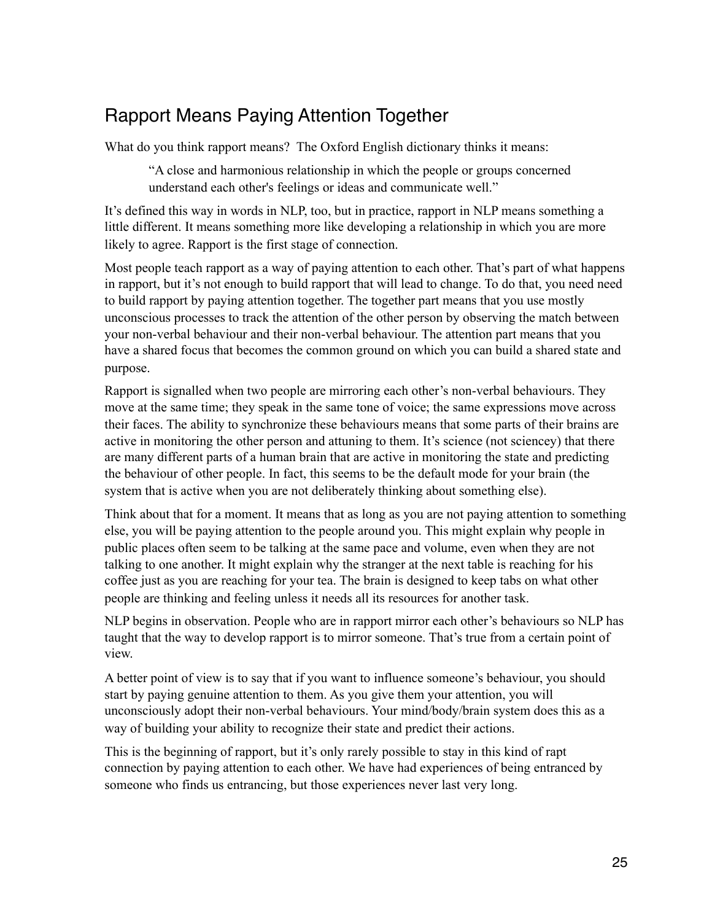## Rapport Means Paying Attention Together

What do you think rapport means? The Oxford English dictionary thinks it means:

> "A close and harmonious relationship in which the people or groups concerned understand each other's feelings or ideas and communicate well."

It's defined this way in words in NLP, too, but in practice, rapport in NLP means something a little different. It means something more like developing a relationship in which you are more likely to agree. Rapport is the first stage of connection.

Most people teach rapport as a way of paying attention to each other. That's part of what happens in rapport, but it's not enough to build rapport that will lead to change. To do that, you need need to build rapport by paying attention together. The together part means that you use mostly unconscious processes to track the attention of the other person by observing the match between your non-verbal behaviour and their non-verbal behaviour. The attention part means that you have a shared focus that becomes the common ground on which you can build a shared state and purpose.

Rapport is signalled when two people are mirroring each other's non-verbal behaviours. They move at the same time; they speak in the same tone of voice; the same expressions move across their faces. The ability to synchronize these behaviours means that some parts of their brains are active in monitoring the other person and attuning to them. It's science (not sciencey) that there are many different parts of a human brain that are active in monitoring the state and predicting the behaviour of other people. In fact, this seems to be the default mode for your brain (the system that is active when you are not deliberately thinking about something else).

Think about that for a moment. It means that as long as you are not paying attention to something else, you will be paying attention to the people around you. This might explain why people in public places often seem to be talking at the same pace and volume, even when they are not talking to one another. It might explain why the stranger at the next table is reaching for his coffee just as you are reaching for your tea. The brain is designed to keep tabs on what other people are thinking and feeling unless it needs all its resources for another task.

NLP begins in observation. People who are in rapport mirror each other's behaviours so NLP has taught that the way to develop rapport is to mirror someone. That's true from a certain point of view.

A better point of view is to say that if you want to influence someone's behaviour, you should start by paying genuine attention to them. As you give them your attention, you will unconsciously adopt their non-verbal behaviours. Your mind/body/brain system does this as a way of building your ability to recognize their state and predict their actions.

This is the beginning of rapport, but it's only rarely possible to stay in this kind of rapt connection by paying attention to each other. We have had experiences of being entranced by someone who finds us entrancing, but those experiences never last very long.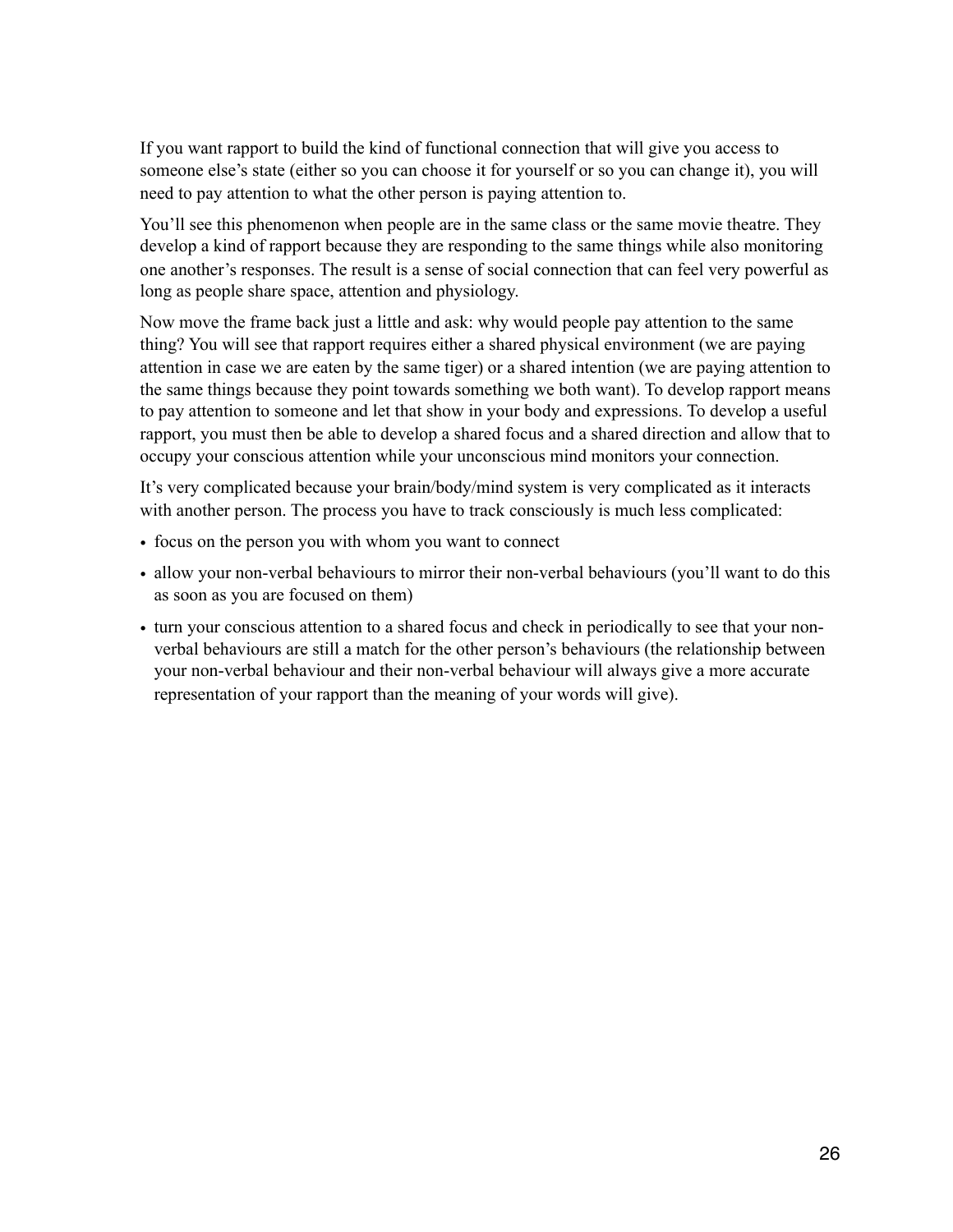If you want rapport to build the kind of functional connection that will give you access to someone else's state (either so you can choose it for yourself or so you can change it), you will need to pay attention to what the other person is paying attention to.

You'll see this phenomenon when people are in the same class or the same movie theatre. They develop a kind of rapport because they are responding to the same things while also monitoring one another's responses. The result is a sense of social connection that can feel very powerful as long as people share space, attention and physiology.

Now move the frame back just a little and ask: why would people pay attention to the same thing? You will see that rapport requires either a shared physical environment (we are paying attention in case we are eaten by the same tiger) or a shared intention (we are paying attention to the same things because they point towards something we both want). To develop rapport means to pay attention to someone and let that show in your body and expressions. To develop a useful rapport, you must then be able to develop a shared focus and a shared direction and allow that to occupy your conscious attention while your unconscious mind monitors your connection.

It's very complicated because your brain/body/mind system is very complicated as it interacts with another person. The process you have to track consciously is much less complicated:

- focus on the person you with whom you want to connect
- allow your non-verbal behaviours to mirror their non-verbal behaviours (you'll want to do this as soon as you are focused on them)
- turn your conscious attention to a shared focus and check in periodically to see that your non-verbal behaviours are still a match for the other person's behaviours (the relationship between your non-verbal behaviour and their non-verbal behaviour will always give a more accurate representation of your rapport than the meaning of your words will give).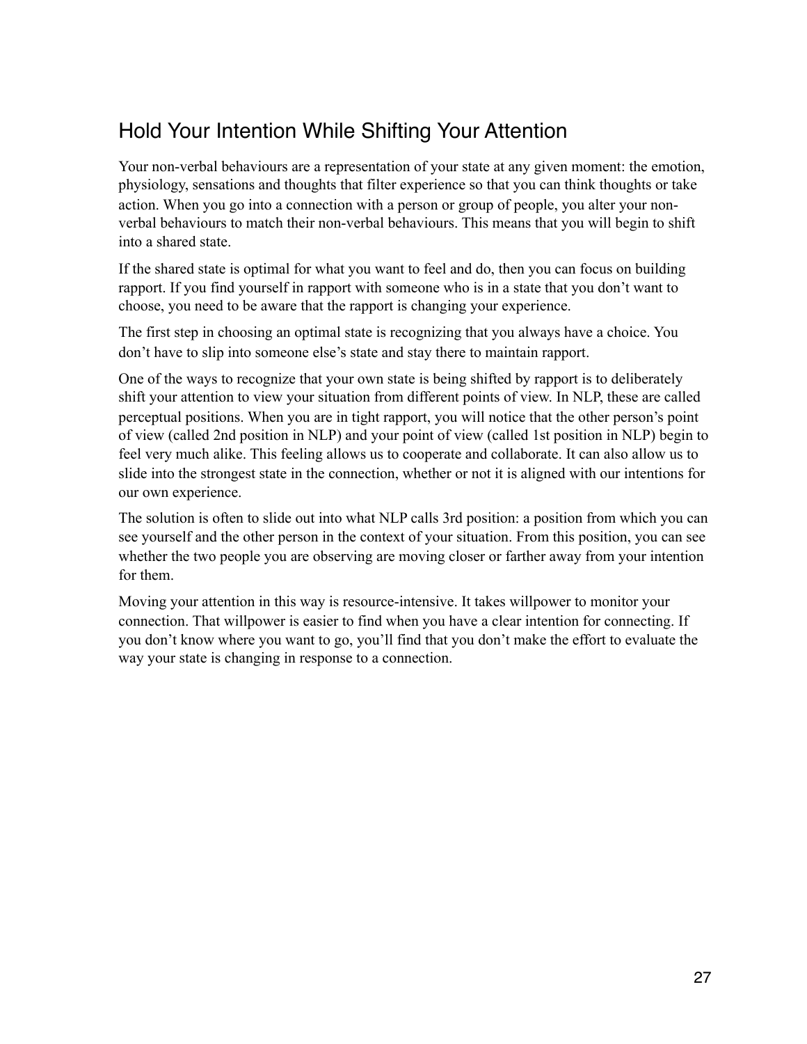## Hold Your Intention While Shifting Your Attention

Your non-verbal behaviours are a representation of your state at any given moment: the emotion, physiology, sensations and thoughts that filter experience so that you can think thoughts or take action. When you go into a connection with a person or group of people, you alter your non-verbal behaviours to match their non-verbal behaviours. This means that you will begin to shift into a shared state.

If the shared state is optimal for what you want to feel and do, then you can focus on building rapport. If you find yourself in rapport with someone who is in a state that you don't want to choose, you need to be aware that the rapport is changing your experience.

The first step in choosing an optimal state is recognizing that you always have a choice. You don't have to slip into someone else's state and stay there to maintain rapport.

One of the ways to recognize that your own state is being shifted by rapport is to deliberately shift your attention to view your situation from different points of view. In NLP, these are called perceptual positions. When you are in tight rapport, you will notice that the other person's point of view (called 2nd position in NLP) and your point of view (called 1st position in NLP) begin to feel very much alike. This feeling allows us to cooperate and collaborate. It can also allow us to slide into the strongest state in the connection, whether or not it is aligned with our intentions for our own experience.

The solution is often to slide out into what NLP calls 3rd position: a position from which you can see yourself and the other person in the context of your situation. From this position, you can see whether the two people you are observing are moving closer or farther away from your intention for them.

Moving your attention in this way is resource-intensive. It takes willpower to monitor your connection. That willpower is easier to find when you have a clear intention for connecting. If you don't know where you want to go, you'll find that you don't make the effort to evaluate the way your state is changing in response to a connection.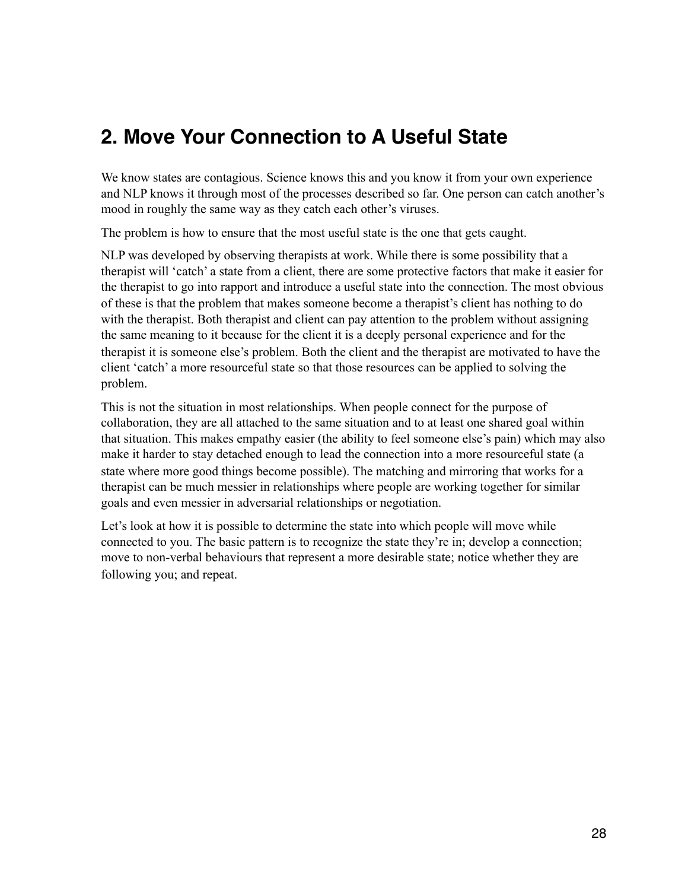## 2. Move Your Connection to A Useful State

We know states are contagious. Science knows this and you know it from your own experience and NLP knows it through most of the processes described so far. One person can catch another's mood in roughly the same way as they catch each other's viruses.

The problem is how to ensure that the most useful state is the one that gets caught.

NLP was developed by observing therapists at work. While there is some possibility that a therapist will 'catch' a state from a client, there are some protective factors that make it easier for the therapist to go into rapport and introduce a useful state into the connection. The most obvious of these is that the problem that makes someone become a therapist's client has nothing to do with the therapist. Both therapist and client can pay attention to the problem without assigning the same meaning to it because for the client it is a deeply personal experience and for the therapist it is someone else's problem. Both the client and the therapist are motivated to have the client 'catch' a more resourceful state so that those resources can be applied to solving the problem.

This is not the situation in most relationships. When people connect for the purpose of collaboration, they are all attached to the same situation and to at least one shared goal within that situation. This makes empathy easier (the ability to feel someone else's pain) which may also make it harder to stay detached enough to lead the connection into a more resourceful state (a state where more good things become possible). The matching and mirroring that works for a therapist can be much messier in relationships where people are working together for similar goals and even messier in adversarial relationships or negotiation.

Let's look at how it is possible to determine the state into which people will move while connected to you. The basic pattern is to recognize the state they're in; develop a connection; move to non-verbal behaviours that represent a more desirable state; notice whether they are following you; and repeat.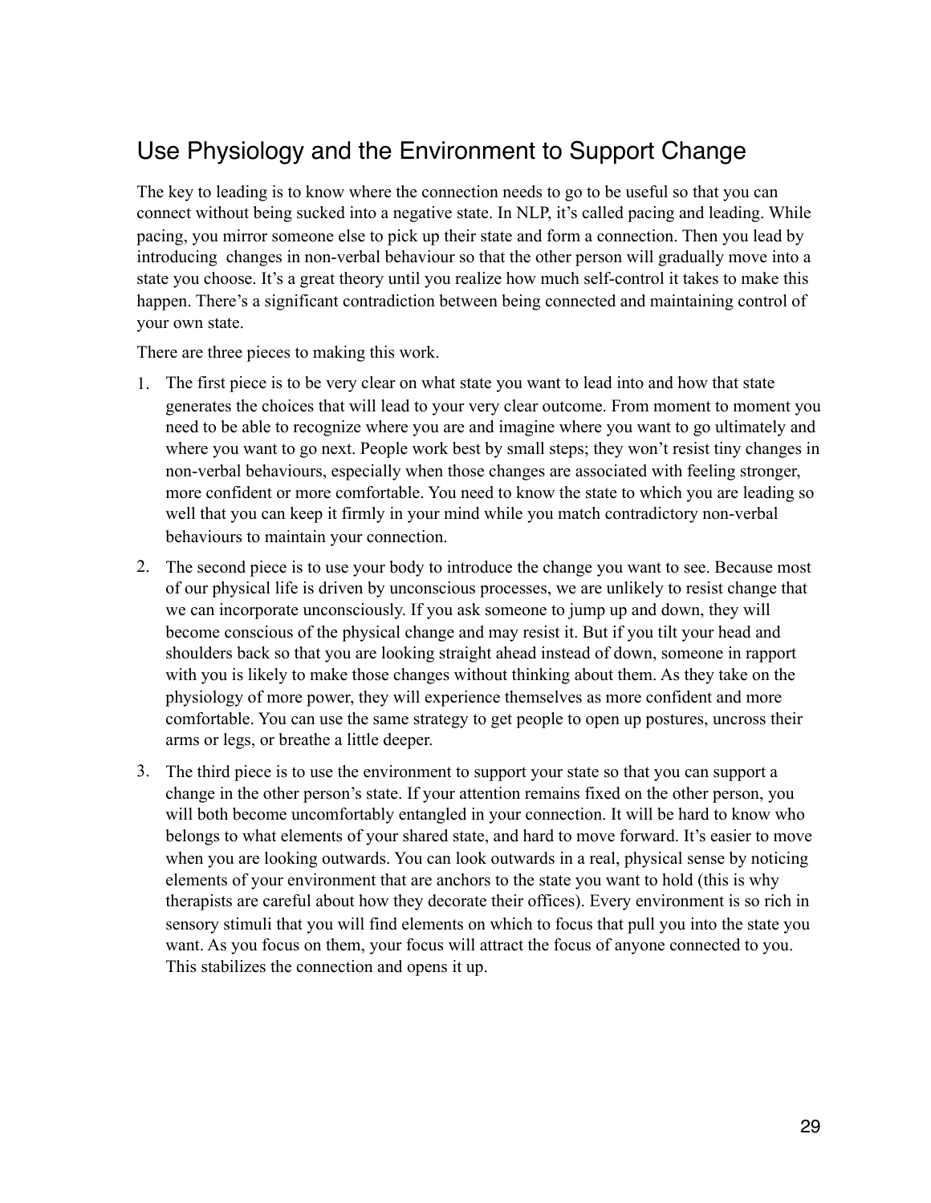## Use Physiology and the Environment to Support Change

The key to leading is to know where the connection needs to go to be useful so that you can connect without being sucked into a negative state. In NLP, it's called pacing and leading. While pacing, you mirror someone else to pick up their state and form a connection. Then you lead by introducing changes in non-verbal behaviour so that the other person will gradually move into a state you choose. It's a great theory until you realize how much self-control it takes to make this happen. There's a significant contradiction between being connected and maintaining control of your own state.

There are three pieces to making this work.

1. The first piece is to be very clear on what state you want to lead into and how that state generates the choices that will lead to your very clear outcome. From moment to moment you need to be able to recognize where you are and imagine where you want to go ultimately and where you want to go next. People work best by small steps; they won't resist tiny changes in non-verbal behaviours, especially when those changes are associated with feeling stronger, more confident or more comfortable. You need to know the state to which you are leading so well that you can keep it firmly in your mind while you match contradictory non-verbal behaviours to maintain your connection.
2. The second piece is to use your body to introduce the change you want to see. Because most of our physical life is driven by unconscious processes, we are unlikely to resist change that we can incorporate unconsciously. If you ask someone to jump up and down, they will become conscious of the physical change and may resist it. But if you tilt your head and shoulders back so that you are looking straight ahead instead of down, someone in rapport with you is likely to make those changes without thinking about them. As they take on the physiology of more power, they will experience themselves as more confident and more comfortable. You can use the same strategy to get people to open up postures, uncross their arms or legs, or breathe a little deeper.
3. The third piece is to use the environment to support your state so that you can support a change in the other person's state. If your attention remains fixed on the other person, you will both become uncomfortably entangled in your connection. It will be hard to know who belongs to what elements of your shared state, and hard to move forward. It's easier to move when you are looking outwards. You can look outwards in a real, physical sense by noticing elements of your environment that are anchors to the state you want to hold (this is why therapists are careful about how they decorate their offices). Every environment is so rich in sensory stimuli that you will find elements on which to focus that pull you into the state you want. As you focus on them, your focus will attract the focus of anyone connected to you. This stabilizes the connection and opens it up.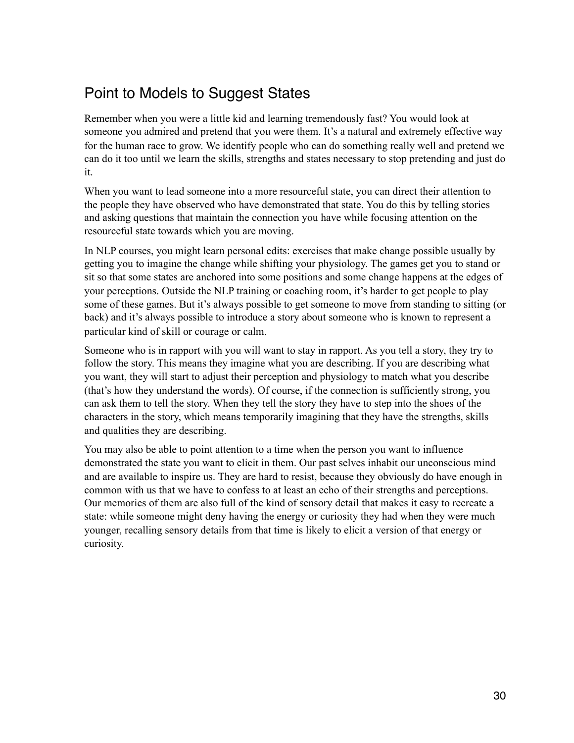## Point to Models to Suggest States

Remember when you were a little kid and learning tremendously fast? You would look at someone you admired and pretend that you were them. It's a natural and extremely effective way for the human race to grow. We identify people who can do something really well and pretend we can do it too until we learn the skills, strengths and states necessary to stop pretending and just do it.

When you want to lead someone into a more resourceful state, you can direct their attention to the people they have observed who have demonstrated that state. You do this by telling stories and asking questions that maintain the connection you have while focusing attention on the resourceful state towards which you are moving.

In NLP courses, you might learn personal edits: exercises that make change possible usually by getting you to imagine the change while shifting your physiology. The games get you to stand or sit so that some states are anchored into some positions and some change happens at the edges of your perceptions. Outside the NLP training or coaching room, it's harder to get people to play some of these games. But it's always possible to get someone to move from standing to sitting (or back) and it's always possible to introduce a story about someone who is known to represent a particular kind of skill or courage or calm.

Someone who is in rapport with you will want to stay in rapport. As you tell a story, they try to follow the story. This means they imagine what you are describing. If you are describing what you want, they will start to adjust their perception and physiology to match what you describe (that's how they understand the words). Of course, if the connection is sufficiently strong, you can ask them to tell the story. When they tell the story they have to step into the shoes of the characters in the story, which means temporarily imagining that they have the strengths, skills and qualities they are describing.

You may also be able to point attention to a time when the person you want to influence demonstrated the state you want to elicit in them. Our past selves inhabit our unconscious mind and are available to inspire us. They are hard to resist, because they obviously do have enough in common with us that we have to confess to at least an echo of their strengths and perceptions. Our memories of them are also full of the kind of sensory detail that makes it easy to recreate a state: while someone might deny having the energy or curiosity they had when they were much younger, recalling sensory details from that time is likely to elicit a version of that energy or curiosity.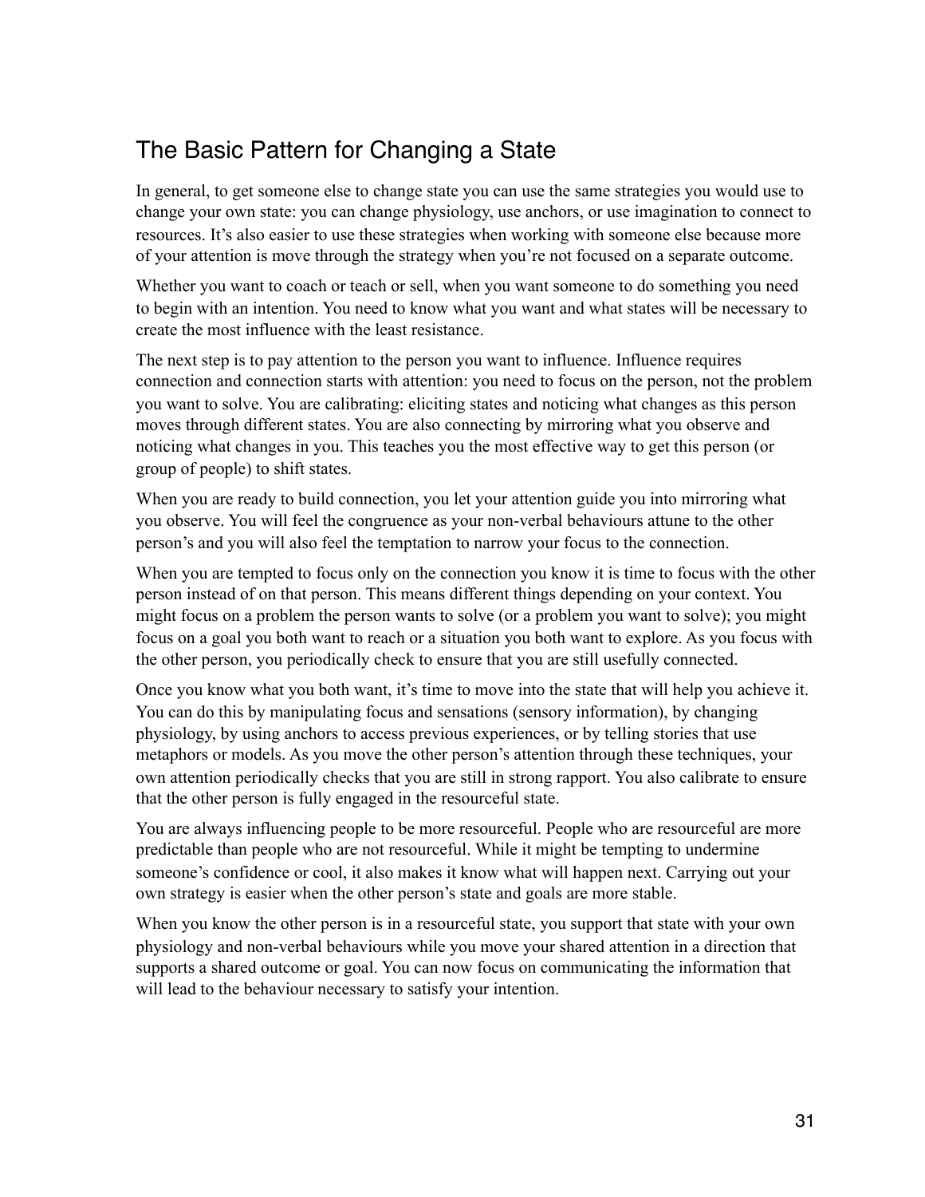## The Basic Pattern for Changing a State

In general, to get someone else to change state you can use the same strategies you would use to change your own state: you can change physiology, use anchors, or use imagination to connect to resources. It's also easier to use these strategies when working with someone else because more of your attention is move through the strategy when you're not focused on a separate outcome.

Whether you want to coach or teach or sell, when you want someone to do something you need to begin with an intention. You need to know what you want and what states will be necessary to create the most influence with the least resistance.

The next step is to pay attention to the person you want to influence. Influence requires connection and connection starts with attention: you need to focus on the person, not the problem you want to solve. You are calibrating: eliciting states and noticing what changes as this person moves through different states. You are also connecting by mirroring what you observe and noticing what changes in you. This teaches you the most effective way to get this person (or group of people) to shift states.

When you are ready to build connection, you let your attention guide you into mirroring what you observe. You will feel the congruence as your non-verbal behaviours attune to the other person's and you will also feel the temptation to narrow your focus to the connection.

When you are tempted to focus only on the connection you know it is time to focus with the other person instead of on that person. This means different things depending on your context. You might focus on a problem the person wants to solve (or a problem you want to solve); you might focus on a goal you both want to reach or a situation you both want to explore. As you focus with the other person, you periodically check to ensure that you are still usefully connected.

Once you know what you both want, it's time to move into the state that will help you achieve it. You can do this by manipulating focus and sensations (sensory information), by changing physiology, by using anchors to access previous experiences, or by telling stories that use metaphors or models. As you move the other person's attention through these techniques, your own attention periodically checks that you are still in strong rapport. You also calibrate to ensure that the other person is fully engaged in the resourceful state.

You are always influencing people to be more resourceful. People who are resourceful are more predictable than people who are not resourceful. While it might be tempting to undermine someone's confidence or cool, it also makes it know what will happen next. Carrying out your own strategy is easier when the other person's state and goals are more stable.

When you know the other person is in a resourceful state, you support that state with your own physiology and non-verbal behaviours while you move your shared attention in a direction that supports a shared outcome or goal. You can now focus on communicating the information that will lead to the behaviour necessary to satisfy your intention.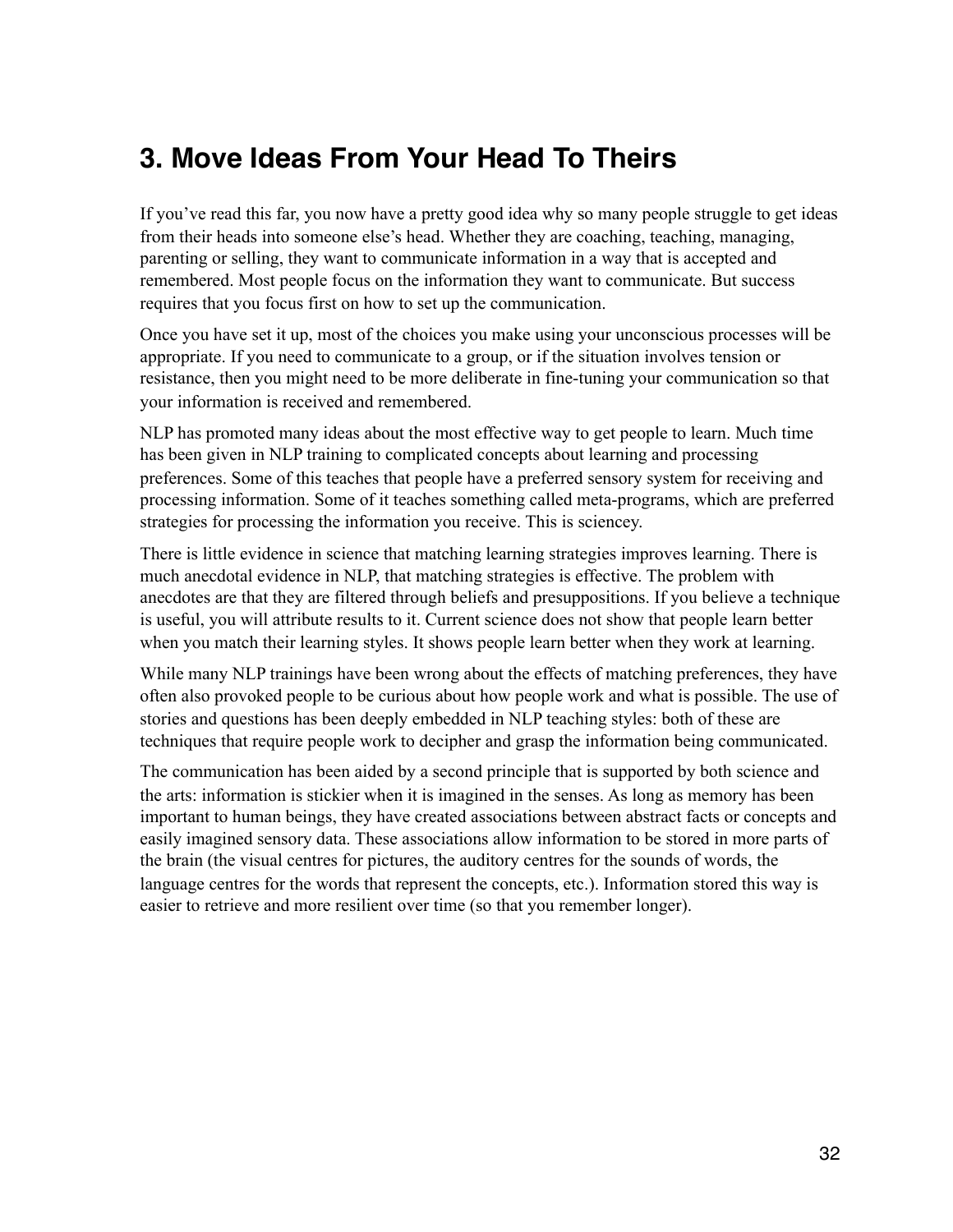## 3. Move Ideas From Your Head To Theirs

If you've read this far, you now have a pretty good idea why so many people struggle to get ideas from their heads into someone else's head. Whether they are coaching, teaching, managing, parenting or selling, they want to communicate information in a way that is accepted and remembered. Most people focus on the information they want to communicate. But success requires that you focus first on how to set up the communication.

Once you have set it up, most of the choices you make using your unconscious processes will be appropriate. If you need to communicate to a group, or if the situation involves tension or resistance, then you might need to be more deliberate in fine-tuning your communication so that your information is received and remembered.

NLP has promoted many ideas about the most effective way to get people to learn. Much time has been given in NLP training to complicated concepts about learning and processing preferences. Some of this teaches that people have a preferred sensory system for receiving and processing information. Some of it teaches something called meta-programs, which are preferred strategies for processing the information you receive. This is sciencey.

There is little evidence in science that matching learning strategies improves learning. There is much anecdotal evidence in NLP, that matching strategies is effective. The problem with anecdotes are that they are filtered through beliefs and presuppositions. If you believe a technique is useful, you will attribute results to it. Current science does not show that people learn better when you match their learning styles. It shows people learn better when they work at learning.

While many NLP trainings have been wrong about the effects of matching preferences, they have often also provoked people to be curious about how people work and what is possible. The use of stories and questions has been deeply embedded in NLP teaching styles: both of these are techniques that require people work to decipher and grasp the information being communicated.

The communication has been aided by a second principle that is supported by both science and the arts: information is stickier when it is imagined in the senses. As long as memory has been important to human beings, they have created associations between abstract facts or concepts and easily imagined sensory data. These associations allow information to be stored in more parts of the brain (the visual centres for pictures, the auditory centres for the sounds of words, the language centres for the words that represent the concepts, etc.). Information stored this way is easier to retrieve and more resilient over time (so that you remember longer).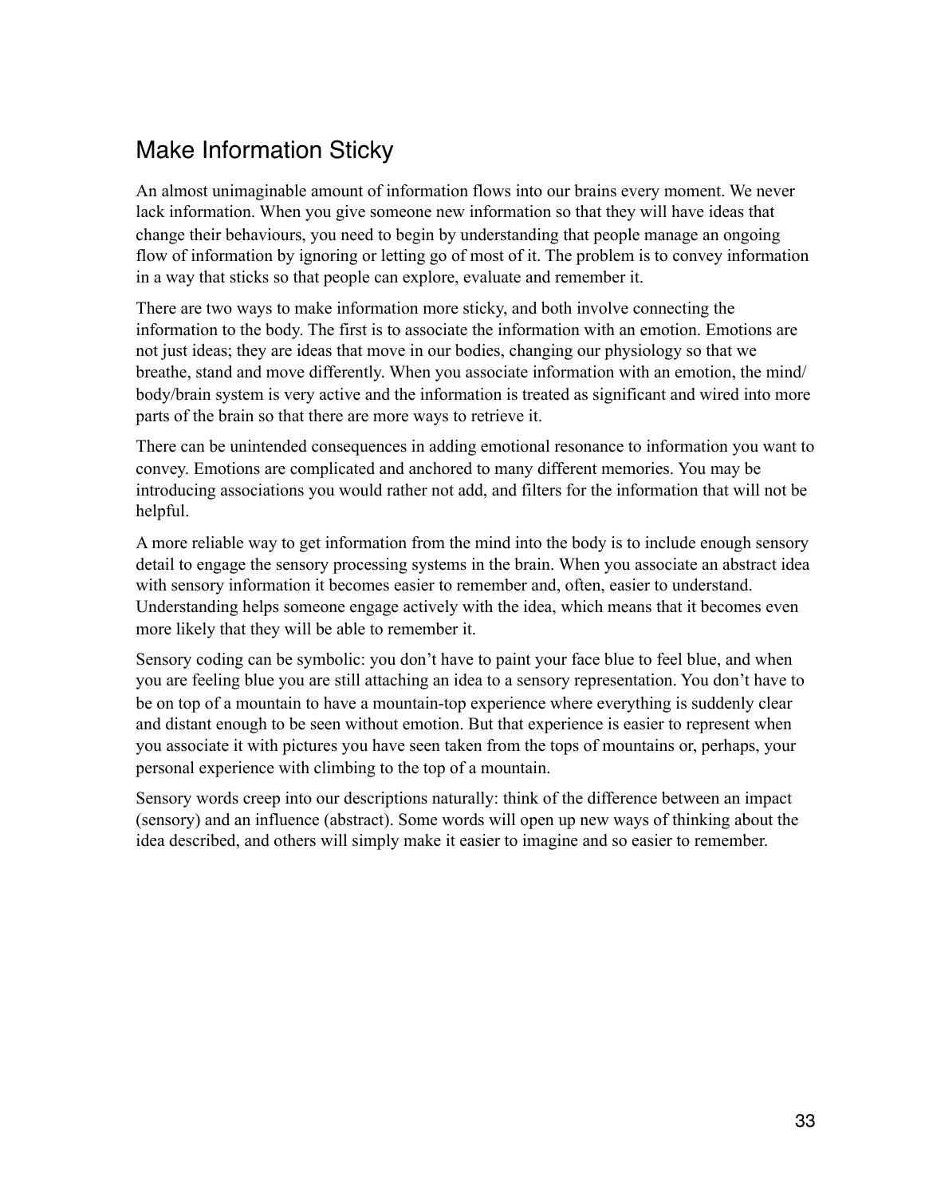## Make Information Sticky

An almost unimaginable amount of information flows into our brains every moment. We never lack information. When you give someone new information so that they will have ideas that change their behaviours, you need to begin by understanding that people manage an ongoing flow of information by ignoring or letting go of most of it. The problem is to convey information in a way that sticks so that people can explore, evaluate and remember it.

There are two ways to make information more sticky, and both involve connecting the information to the body. The first is to associate the information with an emotion. Emotions are not just ideas; they are ideas that move in our bodies, changing our physiology so that we breathe, stand and move differently. When you associate information with an emotion, the mind/body/brain system is very active and the information is treated as significant and wired into more parts of the brain so that there are more ways to retrieve it.

There can be unintended consequences in adding emotional resonance to information you want to convey. Emotions are complicated and anchored to many different memories. You may be introducing associations you would rather not add, and filters for the information that will not be helpful.

A more reliable way to get information from the mind into the body is to include enough sensory detail to engage the sensory processing systems in the brain. When you associate an abstract idea with sensory information it becomes easier to remember and, often, easier to understand. Understanding helps someone engage actively with the idea, which means that it becomes even more likely that they will be able to remember it.

Sensory coding can be symbolic: you don't have to paint your face blue to feel blue, and when you are feeling blue you are still attaching an idea to a sensory representation. You don't have to be on top of a mountain to have a mountain-top experience where everything is suddenly clear and distant enough to be seen without emotion. But that experience is easier to represent when you associate it with pictures you have seen taken from the tops of mountains or, perhaps, your personal experience with climbing to the top of a mountain.

Sensory words creep into our descriptions naturally: think of the difference between an impact (sensory) and an influence (abstract). Some words will open up new ways of thinking about the idea described, and others will simply make it easier to imagine and so easier to remember.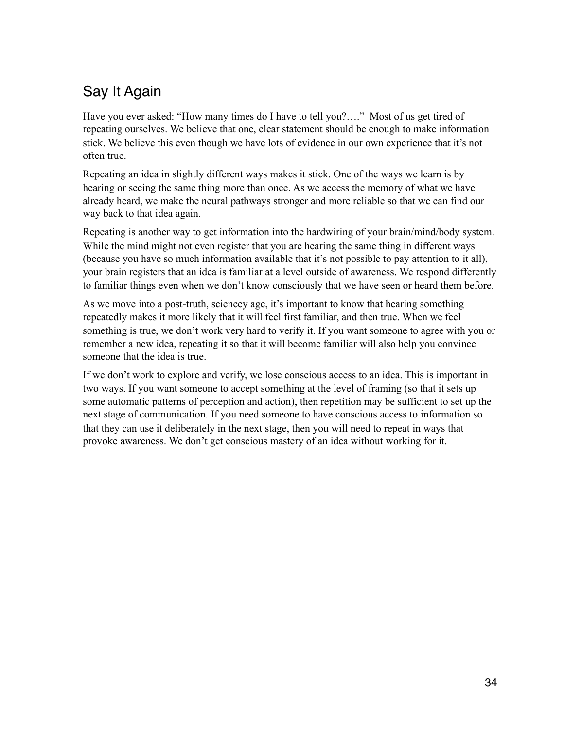## Say It Again

Have you ever asked: "How many times do I have to tell you?…." Most of us get tired of repeating ourselves. We believe that one, clear statement should be enough to make information stick. We believe this even though we have lots of evidence in our own experience that it's not often true.

Repeating an idea in slightly different ways makes it stick. One of the ways we learn is by hearing or seeing the same thing more than once. As we access the memory of what we have already heard, we make the neural pathways stronger and more reliable so that we can find our way back to that idea again.

Repeating is another way to get information into the hardwiring of your brain/mind/body system. While the mind might not even register that you are hearing the same thing in different ways (because you have so much information available that it's not possible to pay attention to it all), your brain registers that an idea is familiar at a level outside of awareness. We respond differently to familiar things even when we don't know consciously that we have seen or heard them before.

As we move into a post-truth, sciencey age, it's important to know that hearing something repeatedly makes it more likely that it will feel first familiar, and then true. When we feel something is true, we don't work very hard to verify it. If you want someone to agree with you or remember a new idea, repeating it so that it will become familiar will also help you convince someone that the idea is true.

If we don't work to explore and verify, we lose conscious access to an idea. This is important in two ways. If you want someone to accept something at the level of framing (so that it sets up some automatic patterns of perception and action), then repetition may be sufficient to set up the next stage of communication. If you need someone to have conscious access to information so that they can use it deliberately in the next stage, then you will need to repeat in ways that provoke awareness. We don't get conscious mastery of an idea without working for it.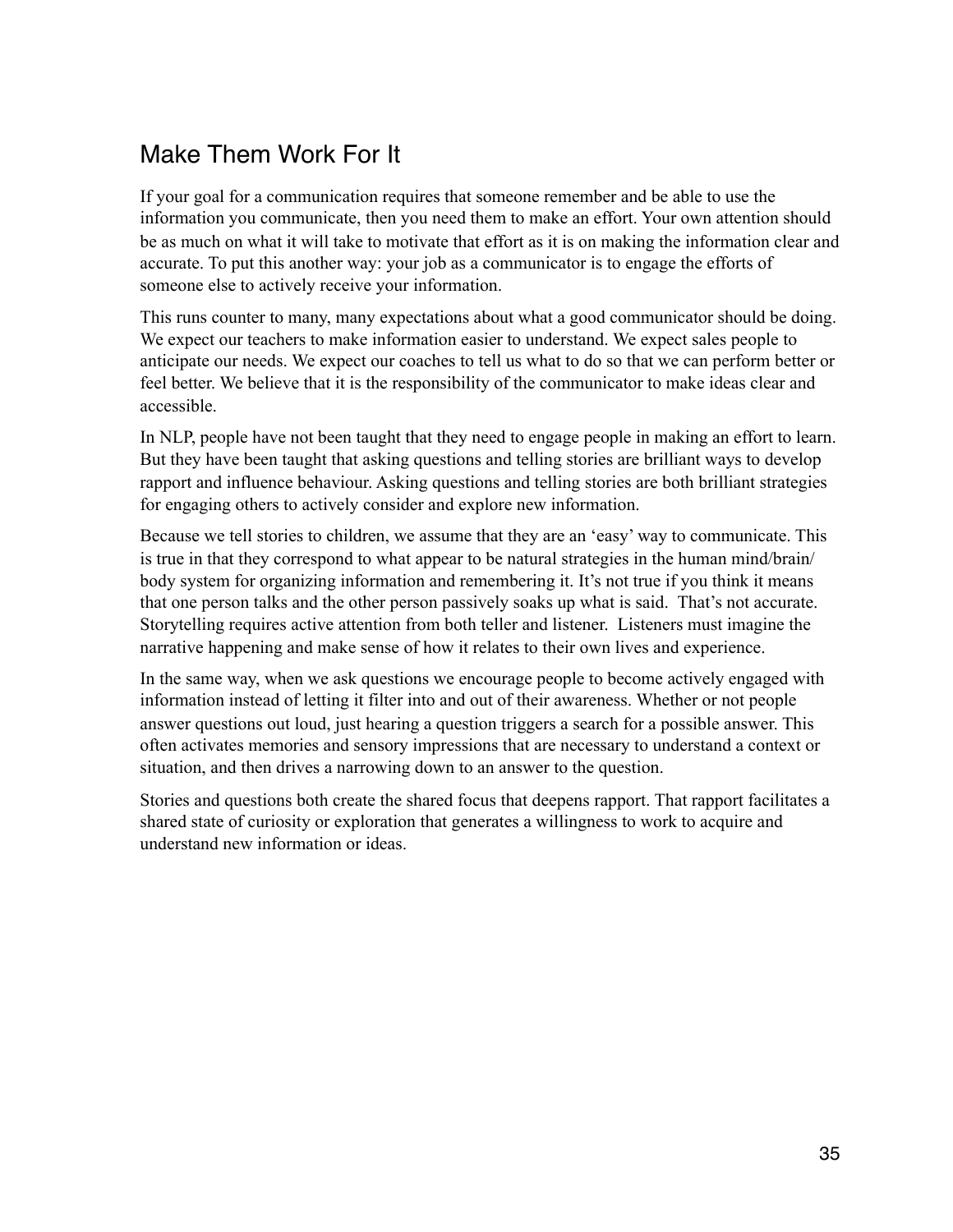## Make Them Work For It

If your goal for a communication requires that someone remember and be able to use the information you communicate, then you need them to make an effort. Your own attention should be as much on what it will take to motivate that effort as it is on making the information clear and accurate. To put this another way: your job as a communicator is to engage the efforts of someone else to actively receive your information.

This runs counter to many, many expectations about what a good communicator should be doing. We expect our teachers to make information easier to understand. We expect sales people to anticipate our needs. We expect our coaches to tell us what to do so that we can perform better or feel better. We believe that it is the responsibility of the communicator to make ideas clear and accessible.

In NLP, people have not been taught that they need to engage people in making an effort to learn. But they have been taught that asking questions and telling stories are brilliant ways to develop rapport and influence behaviour. Asking questions and telling stories are both brilliant strategies for engaging others to actively consider and explore new information.

Because we tell stories to children, we assume that they are an 'easy' way to communicate. This is true in that they correspond to what appear to be natural strategies in the human mind/brain/body system for organizing information and remembering it. It's not true if you think it means that one person talks and the other person passively soaks up what is said. That's not accurate. Storytelling requires active attention from both teller and listener. Listeners must imagine the narrative happening and make sense of how it relates to their own lives and experience.

In the same way, when we ask questions we encourage people to become actively engaged with information instead of letting it filter into and out of their awareness. Whether or not people answer questions out loud, just hearing a question triggers a search for a possible answer. This often activates memories and sensory impressions that are necessary to understand a context or situation, and then drives a narrowing down to an answer to the question.

Stories and questions both create the shared focus that deepens rapport. That rapport facilitates a shared state of curiosity or exploration that generates a willingness to work to acquire and understand new information or ideas.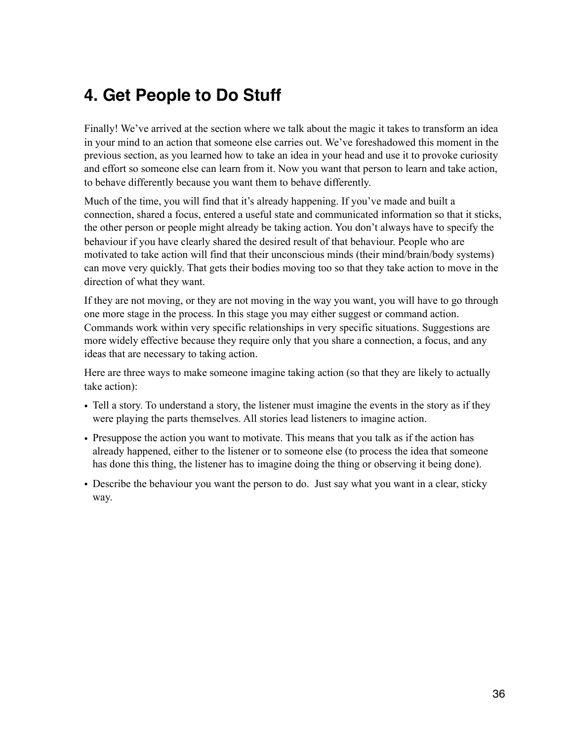## 4. Get People to Do Stuff

Finally! We've arrived at the section where we talk about the magic it takes to transform an idea in your mind to an action that someone else carries out. We've foreshadowed this moment in the previous section, as you learned how to take an idea in your head and use it to provoke curiosity and effort so someone else can learn from it. Now you want that person to learn and take action, to behave differently because you want them to behave differently.

Much of the time, you will find that it's already happening. If you've made and built a connection, shared a focus, entered a useful state and communicated information so that it sticks, the other person or people might already be taking action. You don't always have to specify the behaviour if you have clearly shared the desired result of that behaviour. People who are motivated to take action will find that their unconscious minds (their mind/brain/body systems) can move very quickly. That gets their bodies moving too so that they take action to move in the direction of what they want.

If they are not moving, or they are not moving in the way you want, you will have to go through one more stage in the process. In this stage you may either suggest or command action. Commands work within very specific relationships in very specific situations. Suggestions are more widely effective because they require only that you share a connection, a focus, and any ideas that are necessary to taking action.

Here are three ways to make someone imagine taking action (so that they are likely to actually take action):

- Tell a story. To understand a story, the listener must imagine the events in the story as if they were playing the parts themselves. All stories lead listeners to imagine action.
- Presuppose the action you want to motivate. This means that you talk as if the action has already happened, either to the listener or to someone else (to process the idea that someone has done this thing, the listener has to imagine doing the thing or observing it being done).
- Describe the behaviour you want the person to do. Just say what you want in a clear, sticky way.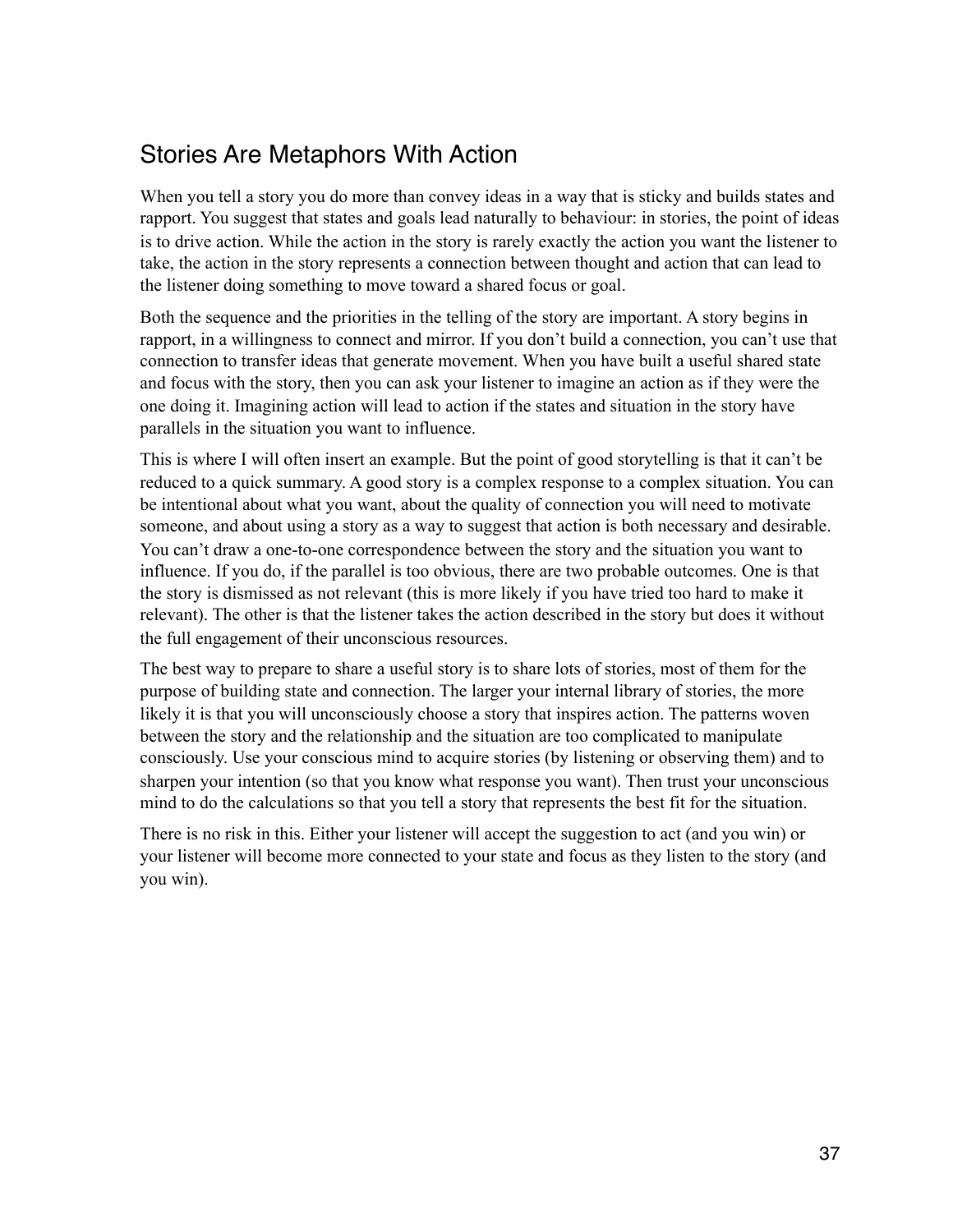## Stories Are Metaphors With Action

When you tell a story you do more than convey ideas in a way that is sticky and builds states and rapport. You suggest that states and goals lead naturally to behaviour: in stories, the point of ideas is to drive action. While the action in the story is rarely exactly the action you want the listener to take, the action in the story represents a connection between thought and action that can lead to the listener doing something to move toward a shared focus or goal.

Both the sequence and the priorities in the telling of the story are important. A story begins in rapport, in a willingness to connect and mirror. If you don't build a connection, you can't use that connection to transfer ideas that generate movement. When you have built a useful shared state and focus with the story, then you can ask your listener to imagine an action as if they were the one doing it. Imagining action will lead to action if the states and situation in the story have parallels in the situation you want to influence.

This is where I will often insert an example. But the point of good storytelling is that it can't be reduced to a quick summary. A good story is a complex response to a complex situation. You can be intentional about what you want, about the quality of connection you will need to motivate someone, and about using a story as a way to suggest that action is both necessary and desirable. You can't draw a one-to-one correspondence between the story and the situation you want to influence. If you do, if the parallel is too obvious, there are two probable outcomes. One is that the story is dismissed as not relevant (this is more likely if you have tried too hard to make it relevant). The other is that the listener takes the action described in the story but does it without the full engagement of their unconscious resources.

The best way to prepare to share a useful story is to share lots of stories, most of them for the purpose of building state and connection. The larger your internal library of stories, the more likely it is that you will unconsciously choose a story that inspires action. The patterns woven between the story and the relationship and the situation are too complicated to manipulate consciously. Use your conscious mind to acquire stories (by listening or observing them) and to sharpen your intention (so that you know what response you want). Then trust your unconscious mind to do the calculations so that you tell a story that represents the best fit for the situation.

There is no risk in this. Either your listener will accept the suggestion to act (and you win) or your listener will become more connected to your state and focus as they listen to the story (and you win).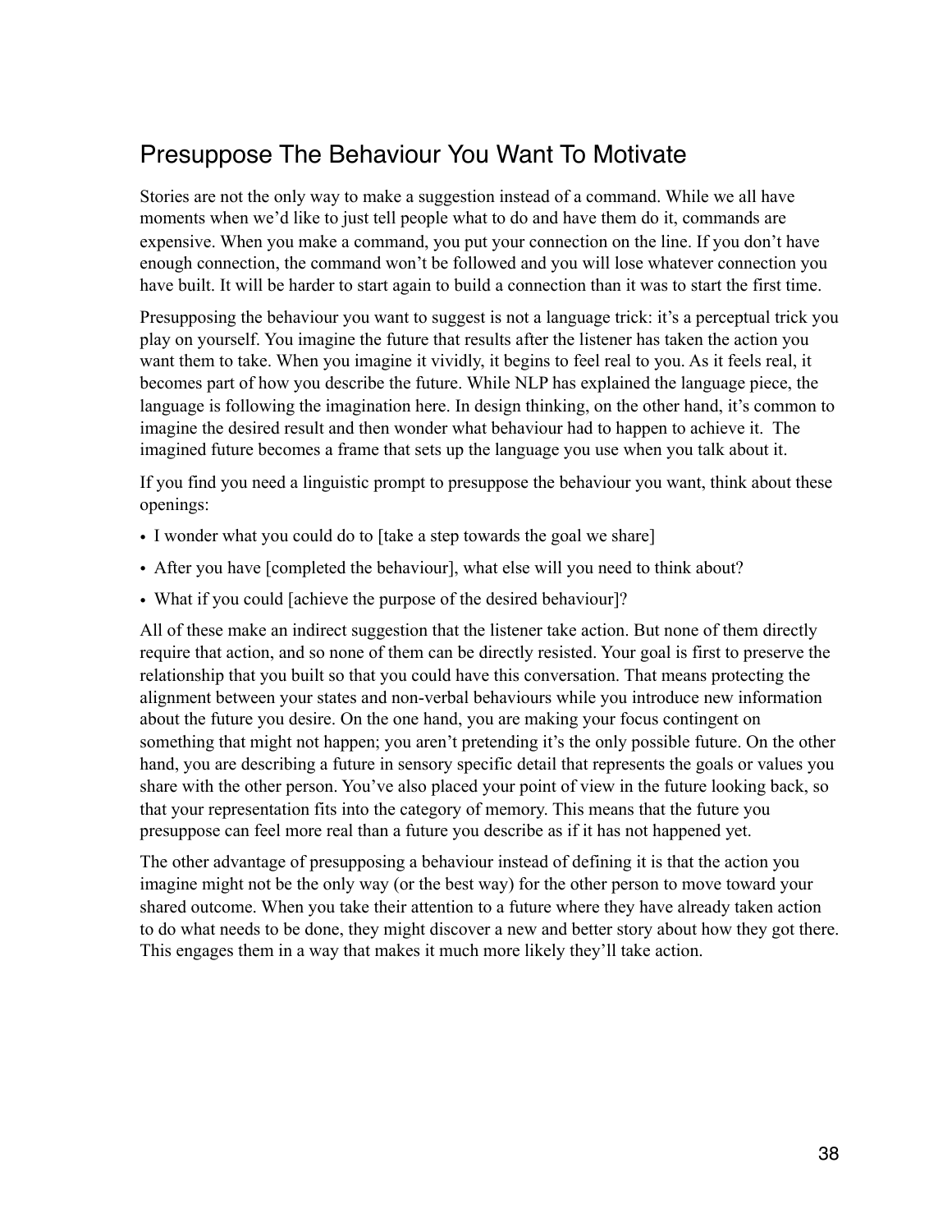## Presuppose The Behaviour You Want To Motivate

Stories are not the only way to make a suggestion instead of a command. While we all have moments when we'd like to just tell people what to do and have them do it, commands are expensive. When you make a command, you put your connection on the line. If you don't have enough connection, the command won't be followed and you will lose whatever connection you have built. It will be harder to start again to build a connection than it was to start the first time.

Presupposing the behaviour you want to suggest is not a language trick: it's a perceptual trick you play on yourself. You imagine the future that results after the listener has taken the action you want them to take. When you imagine it vividly, it begins to feel real to you. As it feels real, it becomes part of how you describe the future. While NLP has explained the language piece, the language is following the imagination here. In design thinking, on the other hand, it's common to imagine the desired result and then wonder what behaviour had to happen to achieve it. The imagined future becomes a frame that sets up the language you use when you talk about it.

If you find you need a linguistic prompt to presuppose the behaviour you want, think about these openings:

- I wonder what you could do to [take a step towards the goal we share]
- After you have [completed the behaviour], what else will you need to think about?
- What if you could [achieve the purpose of the desired behaviour]?

All of these make an indirect suggestion that the listener take action. But none of them directly require that action, and so none of them can be directly resisted. Your goal is first to preserve the relationship that you built so that you could have this conversation. That means protecting the alignment between your states and non-verbal behaviours while you introduce new information about the future you desire. On the one hand, you are making your focus contingent on something that might not happen; you aren't pretending it's the only possible future. On the other hand, you are describing a future in sensory specific detail that represents the goals or values you share with the other person. You've also placed your point of view in the future looking back, so that your representation fits into the category of memory. This means that the future you presuppose can feel more real than a future you describe as if it has not happened yet.

The other advantage of presupposing a behaviour instead of defining it is that the action you imagine might not be the only way (or the best way) for the other person to move toward your shared outcome. When you take their attention to a future where they have already taken action to do what needs to be done, they might discover a new and better story about how they got there. This engages them in a way that makes it much more likely they'll take action.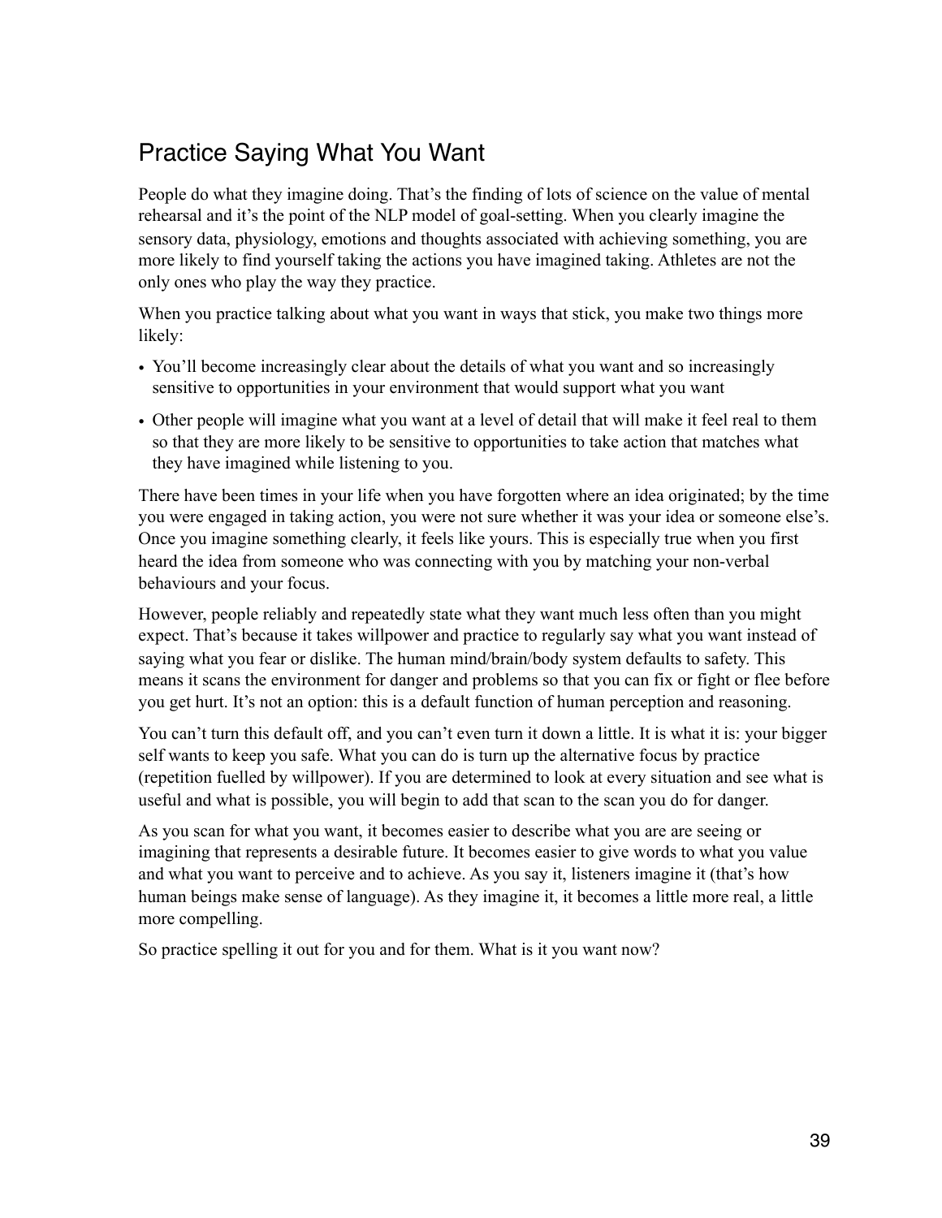## Practice Saying What You Want

People do what they imagine doing. That's the finding of lots of science on the value of mental rehearsal and it's the point of the NLP model of goal-setting. When you clearly imagine the sensory data, physiology, emotions and thoughts associated with achieving something, you are more likely to find yourself taking the actions you have imagined taking. Athletes are not the only ones who play the way they practice.

When you practice talking about what you want in ways that stick, you make two things more likely:

- You'll become increasingly clear about the details of what you want and so increasingly sensitive to opportunities in your environment that would support what you want
- Other people will imagine what you want at a level of detail that will make it feel real to them so that they are more likely to be sensitive to opportunities to take action that matches what they have imagined while listening to you.

There have been times in your life when you have forgotten where an idea originated; by the time you were engaged in taking action, you were not sure whether it was your idea or someone else's. Once you imagine something clearly, it feels like yours. This is especially true when you first heard the idea from someone who was connecting with you by matching your non-verbal behaviours and your focus.

However, people reliably and repeatedly state what they want much less often than you might expect. That's because it takes willpower and practice to regularly say what you want instead of saying what you fear or dislike. The human mind/brain/body system defaults to safety. This means it scans the environment for danger and problems so that you can fix or fight or flee before you get hurt. It's not an option: this is a default function of human perception and reasoning.

You can't turn this default off, and you can't even turn it down a little. It is what it is: your bigger self wants to keep you safe. What you can do is turn up the alternative focus by practice (repetition fuelled by willpower). If you are determined to look at every situation and see what is useful and what is possible, you will begin to add that scan to the scan you do for danger.

As you scan for what you want, it becomes easier to describe what you are are seeing or imagining that represents a desirable future. It becomes easier to give words to what you value and what you want to perceive and to achieve. As you say it, listeners imagine it (that's how human beings make sense of language). As they imagine it, it becomes a little more real, a little more compelling.

So practice spelling it out for you and for them. What is it you want now?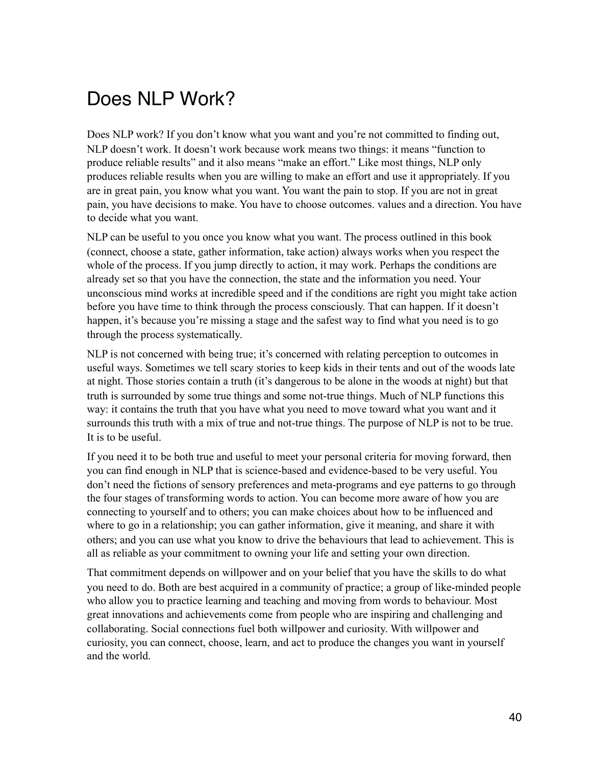# Does NLP Work?

Does NLP work? If you don't know what you want and you're not committed to finding out, NLP doesn't work. It doesn't work because work means two things: it means "function to produce reliable results" and it also means "make an effort." Like most things, NLP only produces reliable results when you are willing to make an effort and use it appropriately. If you are in great pain, you know what you want. You want the pain to stop. If you are not in great pain, you have decisions to make. You have to choose outcomes. values and a direction. You have to decide what you want.

NLP can be useful to you once you know what you want. The process outlined in this book (connect, choose a state, gather information, take action) always works when you respect the whole of the process. If you jump directly to action, it may work. Perhaps the conditions are already set so that you have the connection, the state and the information you need. Your unconscious mind works at incredible speed and if the conditions are right you might take action before you have time to think through the process consciously. That can happen. If it doesn't happen, it's because you're missing a stage and the safest way to find what you need is to go through the process systematically.

NLP is not concerned with being true; it's concerned with relating perception to outcomes in useful ways. Sometimes we tell scary stories to keep kids in their tents and out of the woods late at night. Those stories contain a truth (it's dangerous to be alone in the woods at night) but that truth is surrounded by some true things and some not-true things. Much of NLP functions this way: it contains the truth that you have what you need to move toward what you want and it surrounds this truth with a mix of true and not-true things. The purpose of NLP is not to be true. It is to be useful.

If you need it to be both true and useful to meet your personal criteria for moving forward, then you can find enough in NLP that is science-based and evidence-based to be very useful. You don't need the fictions of sensory preferences and meta-programs and eye patterns to go through the four stages of transforming words to action. You can become more aware of how you are connecting to yourself and to others; you can make choices about how to be influenced and where to go in a relationship; you can gather information, give it meaning, and share it with others; and you can use what you know to drive the behaviours that lead to achievement. This is all as reliable as your commitment to owning your life and setting your own direction.

That commitment depends on willpower and on your belief that you have the skills to do what you need to do. Both are best acquired in a community of practice; a group of like-minded people who allow you to practice learning and teaching and moving from words to behaviour. Most great innovations and achievements come from people who are inspiring and challenging and collaborating. Social connections fuel both willpower and curiosity. With willpower and curiosity, you can connect, choose, learn, and act to produce the changes you want in yourself and the world.